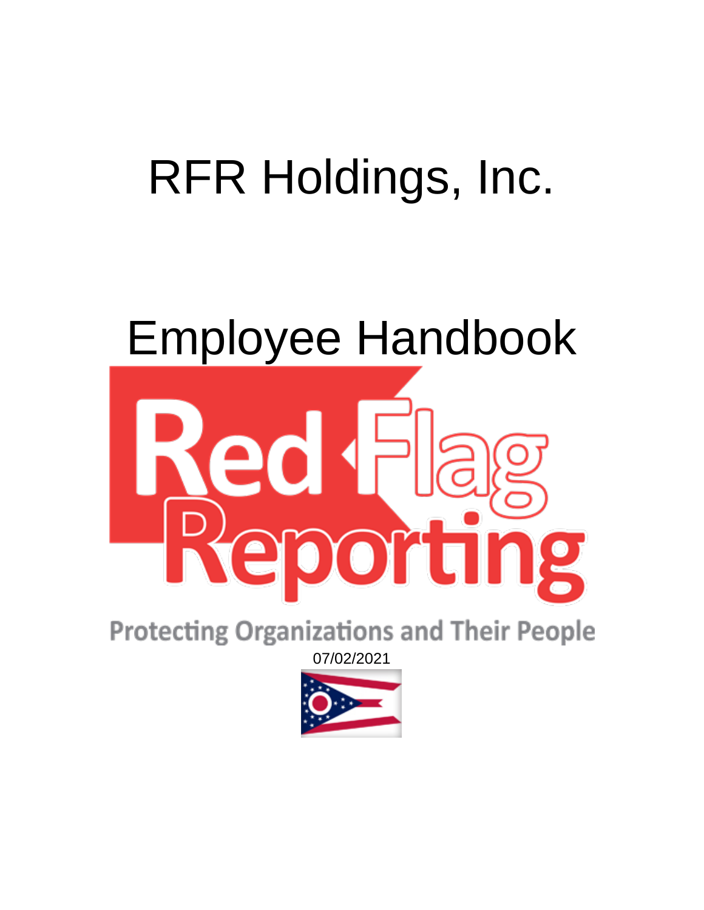# RFR Holdings, Inc.

# Employee Handbook

Red Flag Reporting

Protecting Organizations and Their People

07/02/2021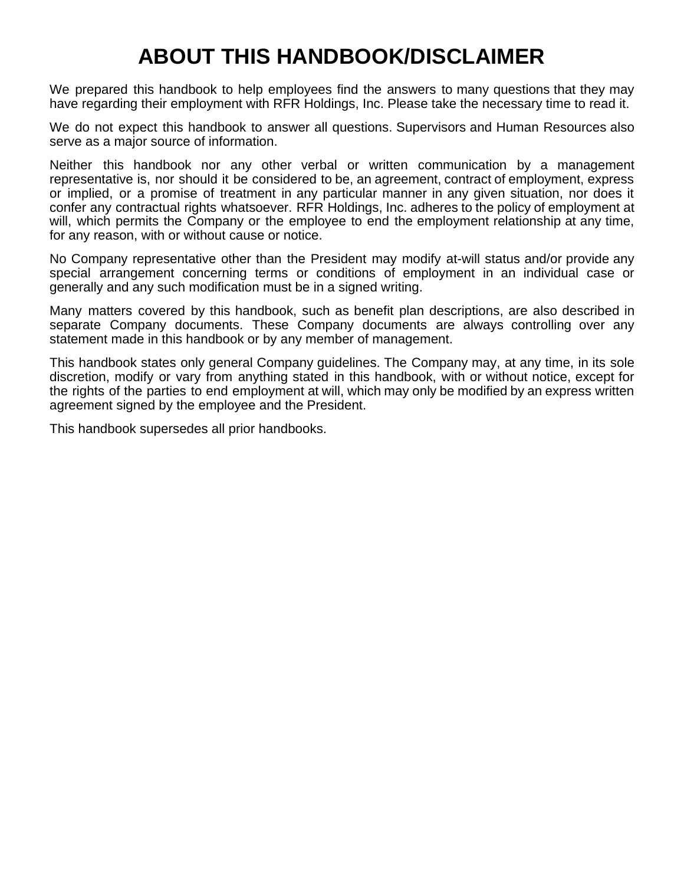# ABOUT THIS HANDBOOK/DISCLAIMER

We prepared this handbook to help employees find the answers to many questions that they may have regarding their employment with RFR Holdings, Inc. Please take the necessary time to read it.

We do not expect this handbook to answer all questions. Supervisors and Human Resources also serve as a major source of information.

Neither this handbook nor any other verbal or written communication by a management representative is, nor should it be considered to be, an agreement, contract of employment, express or implied, or a promise of treatment in any particular manner in any given situation, nor does it confer any contractual rights whatsoever. RFR Holdings, Inc. adheres to the policy of employment at will, which permits the Company or the employee to end the employment relationship at any time, for any reason, with or without cause or notice.

No Company representative other than the President may modify at-will status and/or provide any special arrangement concerning terms or conditions of employment in an individual case or generally and any such modification must be in a signed writing.

Many matters covered by this handbook, such as benefit plan descriptions, are also described in separate Company documents. These Company documents are always controlling over any statement made in this handbook or by any member of management.

This handbook states only general Company guidelines. The Company may, at any time, in its sole discretion, modify or vary from anything stated in this handbook, with or without notice, except for the rights of the parties to end employment at will, which may only be modified by an express written agreement signed by the employee and the President.

This handbook supersedes all prior handbooks.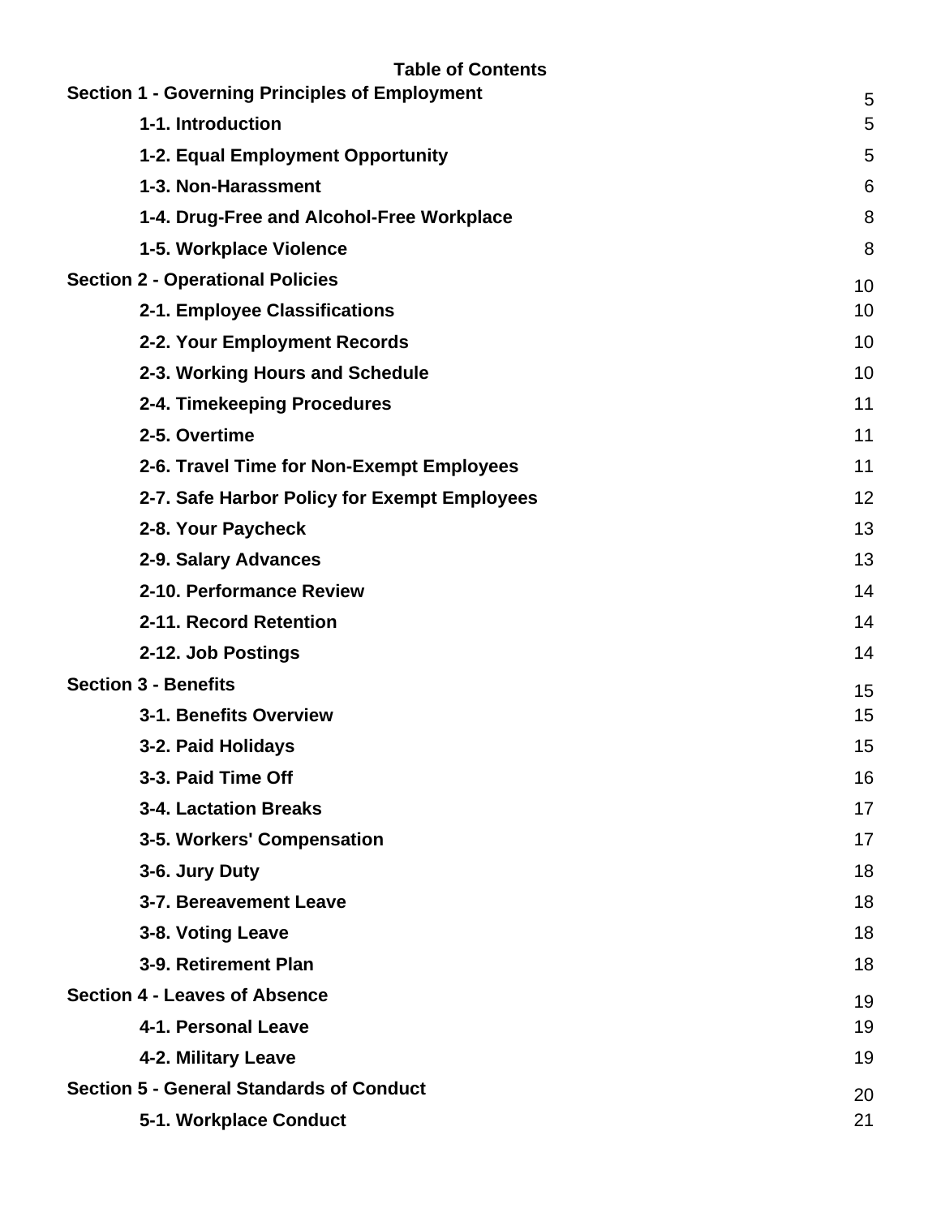# Table of Contents

| Section | Page |
|---|---|
| **Section 1 - Governing Principles of Employment** | 5 |
| **1-1. Introduction** | 5 |
| **1-2. Equal Employment Opportunity** | 5 |
| **1-3. Non-Harassment** | 6 |
| **1-4. Drug-Free and Alcohol-Free Workplace** | 8 |
| **1-5. Workplace Violence** | 8 |
| **Section 2 - Operational Policies** | 10 |
| **2-1. Employee Classifications** | 10 |
| **2-2. Your Employment Records** | 10 |
| **2-3. Working Hours and Schedule** | 10 |
| **2-4. Timekeeping Procedures** | 11 |
| **2-5. Overtime** | 11 |
| **2-6. Travel Time for Non-Exempt Employees** | 11 |
| **2-7. Safe Harbor Policy for Exempt Employees** | 12 |
| **2-8. Your Paycheck** | 13 |
| **2-9. Salary Advances** | 13 |
| **2-10. Performance Review** | 14 |
| **2-11. Record Retention** | 14 |
| **2-12. Job Postings** | 14 |
| **Section 3 - Benefits** | 15 |
| **3-1. Benefits Overview** | 15 |
| **3-2. Paid Holidays** | 15 |
| **3-3. Paid Time Off** | 16 |
| **3-4. Lactation Breaks** | 17 |
| **3-5. Workers' Compensation** | 17 |
| **3-6. Jury Duty** | 18 |
| **3-7. Bereavement Leave** | 18 |
| **3-8. Voting Leave** | 18 |
| **3-9. Retirement Plan** | 18 |
| **Section 4 - Leaves of Absence** | 19 |
| **4-1. Personal Leave** | 19 |
| **4-2. Military Leave** | 19 |
| **Section 5 - General Standards of Conduct** | 20 |
| **5-1. Workplace Conduct** | 21 |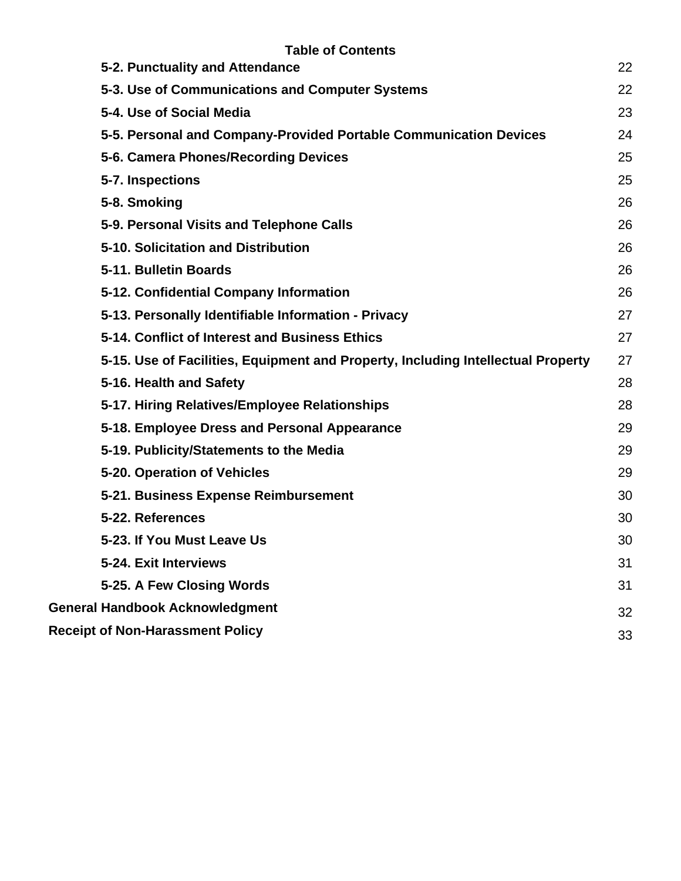**Table of Contents**

| | |
|---|---|
| **5-2. Punctuality and Attendance** | 22 |
| **5-3. Use of Communications and Computer Systems** | 22 |
| **5-4. Use of Social Media** | 23 |
| **5-5. Personal and Company-Provided Portable Communication Devices** | 24 |
| **5-6. Camera Phones/Recording Devices** | 25 |
| **5-7. Inspections** | 25 |
| **5-8. Smoking** | 26 |
| **5-9. Personal Visits and Telephone Calls** | 26 |
| **5-10. Solicitation and Distribution** | 26 |
| **5-11. Bulletin Boards** | 26 |
| **5-12. Confidential Company Information** | 26 |
| **5-13. Personally Identifiable Information - Privacy** | 27 |
| **5-14. Conflict of Interest and Business Ethics** | 27 |
| **5-15. Use of Facilities, Equipment and Property, Including Intellectual Property** | 27 |
| **5-16. Health and Safety** | 28 |
| **5-17. Hiring Relatives/Employee Relationships** | 28 |
| **5-18. Employee Dress and Personal Appearance** | 29 |
| **5-19. Publicity/Statements to the Media** | 29 |
| **5-20. Operation of Vehicles** | 29 |
| **5-21. Business Expense Reimbursement** | 30 |
| **5-22. References** | 30 |
| **5-23. If You Must Leave Us** | 30 |
| **5-24. Exit Interviews** | 31 |
| **5-25. A Few Closing Words** | 31 |
| **General Handbook Acknowledgment** | 32 |
| **Receipt of Non-Harassment Policy** | 33 |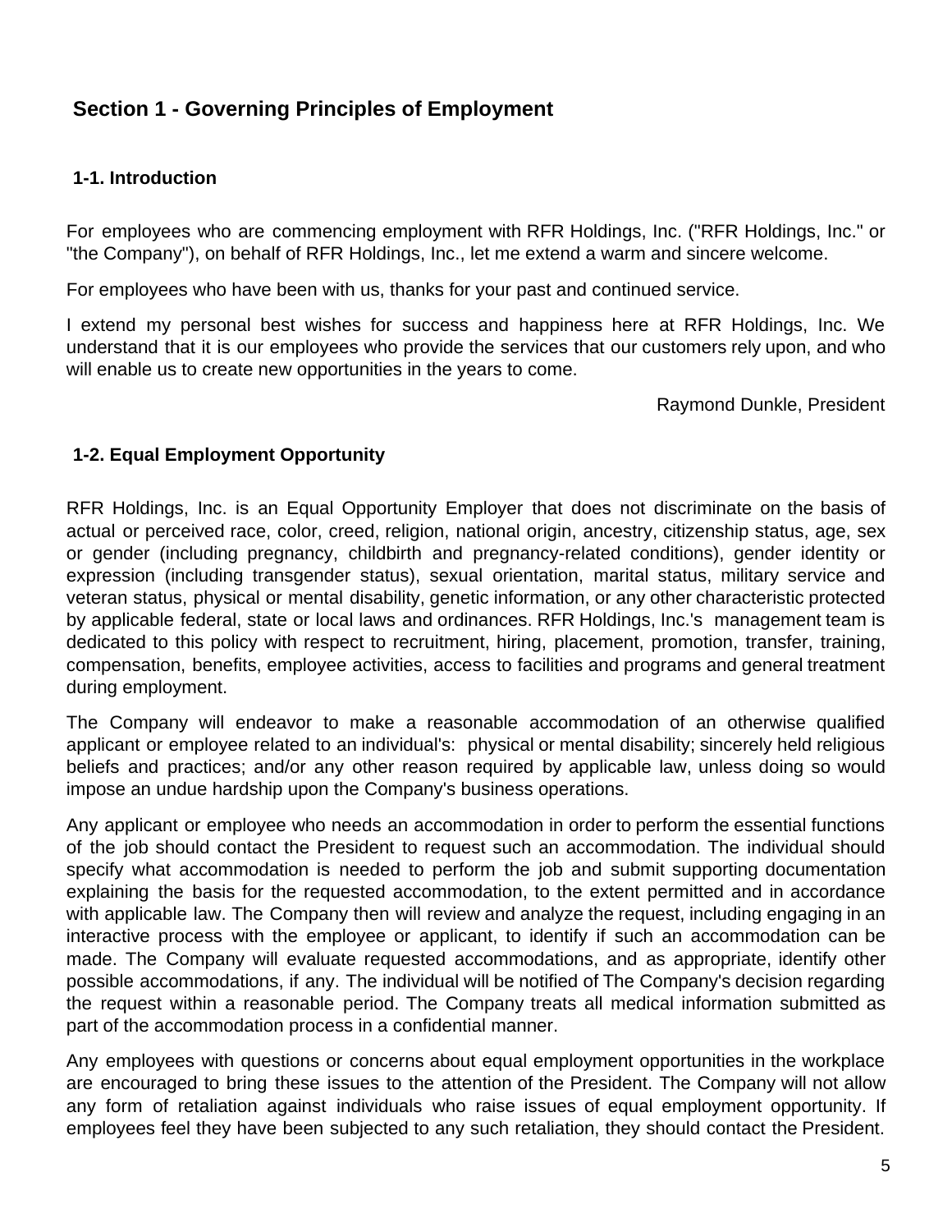# Section 1 - Governing Principles of Employment

## 1-1. Introduction

For employees who are commencing employment with RFR Holdings, Inc. ("RFR Holdings, Inc." or "the Company"), on behalf of RFR Holdings, Inc., let me extend a warm and sincere welcome.

For employees who have been with us, thanks for your past and continued service.

I extend my personal best wishes for success and happiness here at RFR Holdings, Inc. We understand that it is our employees who provide the services that our customers rely upon, and who will enable us to create new opportunities in the years to come.

Raymond Dunkle, President

## 1-2. Equal Employment Opportunity

RFR Holdings, Inc. is an Equal Opportunity Employer that does not discriminate on the basis of actual or perceived race, color, creed, religion, national origin, ancestry, citizenship status, age, sex or gender (including pregnancy, childbirth and pregnancy-related conditions), gender identity or expression (including transgender status), sexual orientation, marital status, military service and veteran status, physical or mental disability, genetic information, or any other characteristic protected by applicable federal, state or local laws and ordinances. RFR Holdings, Inc.'s management team is dedicated to this policy with respect to recruitment, hiring, placement, promotion, transfer, training, compensation, benefits, employee activities, access to facilities and programs and general treatment during employment.

The Company will endeavor to make a reasonable accommodation of an otherwise qualified applicant or employee related to an individual's: physical or mental disability; sincerely held religious beliefs and practices; and/or any other reason required by applicable law, unless doing so would impose an undue hardship upon the Company's business operations.

Any applicant or employee who needs an accommodation in order to perform the essential functions of the job should contact the President to request such an accommodation. The individual should specify what accommodation is needed to perform the job and submit supporting documentation explaining the basis for the requested accommodation, to the extent permitted and in accordance with applicable law. The Company then will review and analyze the request, including engaging in an interactive process with the employee or applicant, to identify if such an accommodation can be made. The Company will evaluate requested accommodations, and as appropriate, identify other possible accommodations, if any. The individual will be notified of The Company's decision regarding the request within a reasonable period. The Company treats all medical information submitted as part of the accommodation process in a confidential manner.

Any employees with questions or concerns about equal employment opportunities in the workplace are encouraged to bring these issues to the attention of the President. The Company will not allow any form of retaliation against individuals who raise issues of equal employment opportunity. If employees feel they have been subjected to any such retaliation, they should contact the President.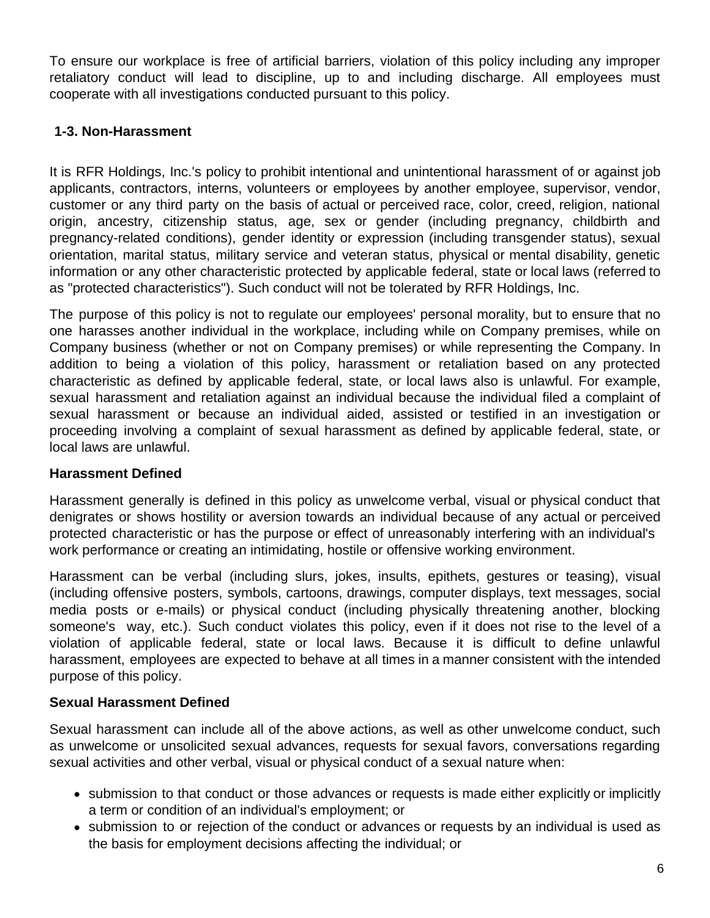To ensure our workplace is free of artificial barriers, violation of this policy including any improper retaliatory conduct will lead to discipline, up to and including discharge. All employees must cooperate with all investigations conducted pursuant to this policy.

## 1-3. Non-Harassment

It is RFR Holdings, Inc.'s policy to prohibit intentional and unintentional harassment of or against job applicants, contractors, interns, volunteers or employees by another employee, supervisor, vendor, customer or any third party on the basis of actual or perceived race, color, creed, religion, national origin, ancestry, citizenship status, age, sex or gender (including pregnancy, childbirth and pregnancy-related conditions), gender identity or expression (including transgender status), sexual orientation, marital status, military service and veteran status, physical or mental disability, genetic information or any other characteristic protected by applicable federal, state or local laws (referred to as "protected characteristics"). Such conduct will not be tolerated by RFR Holdings, Inc.

The purpose of this policy is not to regulate our employees' personal morality, but to ensure that no one harasses another individual in the workplace, including while on Company premises, while on Company business (whether or not on Company premises) or while representing the Company. In addition to being a violation of this policy, harassment or retaliation based on any protected characteristic as defined by applicable federal, state, or local laws also is unlawful. For example, sexual harassment and retaliation against an individual because the individual filed a complaint of sexual harassment or because an individual aided, assisted or testified in an investigation or proceeding involving a complaint of sexual harassment as defined by applicable federal, state, or local laws are unlawful.

**Harassment Defined**

Harassment generally is defined in this policy as unwelcome verbal, visual or physical conduct that denigrates or shows hostility or aversion towards an individual because of any actual or perceived protected characteristic or has the purpose or effect of unreasonably interfering with an individual's work performance or creating an intimidating, hostile or offensive working environment.

Harassment can be verbal (including slurs, jokes, insults, epithets, gestures or teasing), visual (including offensive posters, symbols, cartoons, drawings, computer displays, text messages, social media posts or e-mails) or physical conduct (including physically threatening another, blocking someone's way, etc.). Such conduct violates this policy, even if it does not rise to the level of a violation of applicable federal, state or local laws. Because it is difficult to define unlawful harassment, employees are expected to behave at all times in a manner consistent with the intended purpose of this policy.

**Sexual Harassment Defined**

Sexual harassment can include all of the above actions, as well as other unwelcome conduct, such as unwelcome or unsolicited sexual advances, requests for sexual favors, conversations regarding sexual activities and other verbal, visual or physical conduct of a sexual nature when:

- submission to that conduct or those advances or requests is made either explicitly or implicitly a term or condition of an individual's employment; or
- submission to or rejection of the conduct or advances or requests by an individual is used as the basis for employment decisions affecting the individual; or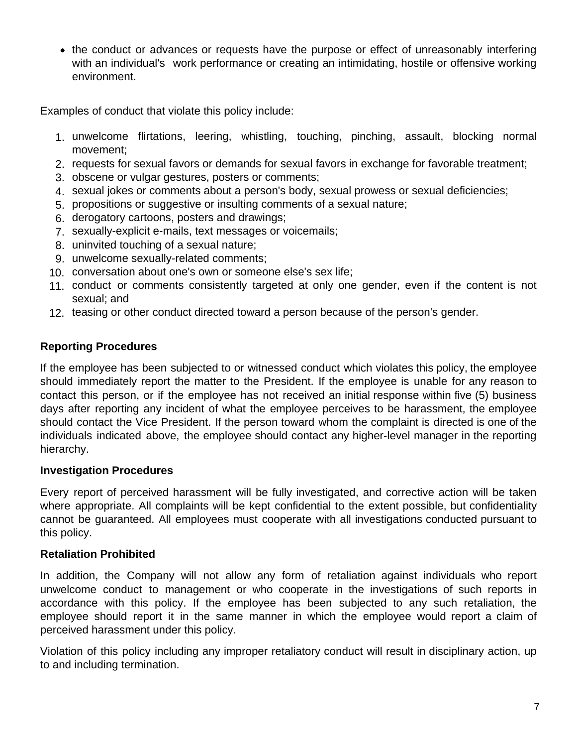- the conduct or advances or requests have the purpose or effect of unreasonably interfering with an individual's work performance or creating an intimidating, hostile or offensive working environment.

Examples of conduct that violate this policy include:

1. unwelcome flirtations, leering, whistling, touching, pinching, assault, blocking normal movement;
2. requests for sexual favors or demands for sexual favors in exchange for favorable treatment;
3. obscene or vulgar gestures, posters or comments;
4. sexual jokes or comments about a person's body, sexual prowess or sexual deficiencies;
5. propositions or suggestive or insulting comments of a sexual nature;
6. derogatory cartoons, posters and drawings;
7. sexually-explicit e-mails, text messages or voicemails;
8. uninvited touching of a sexual nature;
9. unwelcome sexually-related comments;
10. conversation about one's own or someone else's sex life;
11. conduct or comments consistently targeted at only one gender, even if the content is not sexual; and
12. teasing or other conduct directed toward a person because of the person's gender.

**Reporting Procedures**

If the employee has been subjected to or witnessed conduct which violates this policy, the employee should immediately report the matter to the President. If the employee is unable for any reason to contact this person, or if the employee has not received an initial response within five (5) business days after reporting any incident of what the employee perceives to be harassment, the employee should contact the Vice President. If the person toward whom the complaint is directed is one of the individuals indicated above, the employee should contact any higher-level manager in the reporting hierarchy.

**Investigation Procedures**

Every report of perceived harassment will be fully investigated, and corrective action will be taken where appropriate. All complaints will be kept confidential to the extent possible, but confidentiality cannot be guaranteed. All employees must cooperate with all investigations conducted pursuant to this policy.

**Retaliation Prohibited**

In addition, the Company will not allow any form of retaliation against individuals who report unwelcome conduct to management or who cooperate in the investigations of such reports in accordance with this policy. If the employee has been subjected to any such retaliation, the employee should report it in the same manner in which the employee would report a claim of perceived harassment under this policy.

Violation of this policy including any improper retaliatory conduct will result in disciplinary action, up to and including termination.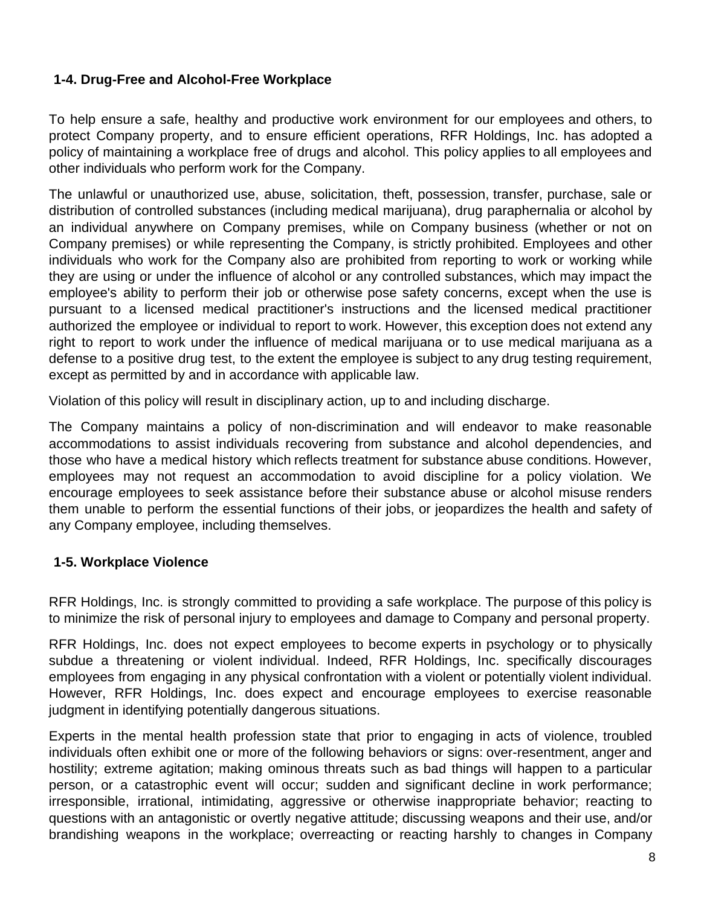### 1-4. Drug-Free and Alcohol-Free Workplace

To help ensure a safe, healthy and productive work environment for our employees and others, to protect Company property, and to ensure efficient operations, RFR Holdings, Inc. has adopted a policy of maintaining a workplace free of drugs and alcohol. This policy applies to all employees and other individuals who perform work for the Company.

The unlawful or unauthorized use, abuse, solicitation, theft, possession, transfer, purchase, sale or distribution of controlled substances (including medical marijuana), drug paraphernalia or alcohol by an individual anywhere on Company premises, while on Company business (whether or not on Company premises) or while representing the Company, is strictly prohibited. Employees and other individuals who work for the Company also are prohibited from reporting to work or working while they are using or under the influence of alcohol or any controlled substances, which may impact the employee's ability to perform their job or otherwise pose safety concerns, except when the use is pursuant to a licensed medical practitioner's instructions and the licensed medical practitioner authorized the employee or individual to report to work. However, this exception does not extend any right to report to work under the influence of medical marijuana or to use medical marijuana as a defense to a positive drug test, to the extent the employee is subject to any drug testing requirement, except as permitted by and in accordance with applicable law.

Violation of this policy will result in disciplinary action, up to and including discharge.

The Company maintains a policy of non-discrimination and will endeavor to make reasonable accommodations to assist individuals recovering from substance and alcohol dependencies, and those who have a medical history which reflects treatment for substance abuse conditions. However, employees may not request an accommodation to avoid discipline for a policy violation. We encourage employees to seek assistance before their substance abuse or alcohol misuse renders them unable to perform the essential functions of their jobs, or jeopardizes the health and safety of any Company employee, including themselves.

### 1-5. Workplace Violence

RFR Holdings, Inc. is strongly committed to providing a safe workplace. The purpose of this policy is to minimize the risk of personal injury to employees and damage to Company and personal property.

RFR Holdings, Inc. does not expect employees to become experts in psychology or to physically subdue a threatening or violent individual. Indeed, RFR Holdings, Inc. specifically discourages employees from engaging in any physical confrontation with a violent or potentially violent individual. However, RFR Holdings, Inc. does expect and encourage employees to exercise reasonable judgment in identifying potentially dangerous situations.

Experts in the mental health profession state that prior to engaging in acts of violence, troubled individuals often exhibit one or more of the following behaviors or signs: over-resentment, anger and hostility; extreme agitation; making ominous threats such as bad things will happen to a particular person, or a catastrophic event will occur; sudden and significant decline in work performance; irresponsible, irrational, intimidating, aggressive or otherwise inappropriate behavior; reacting to questions with an antagonistic or overtly negative attitude; discussing weapons and their use, and/or brandishing weapons in the workplace; overreacting or reacting harshly to changes in Company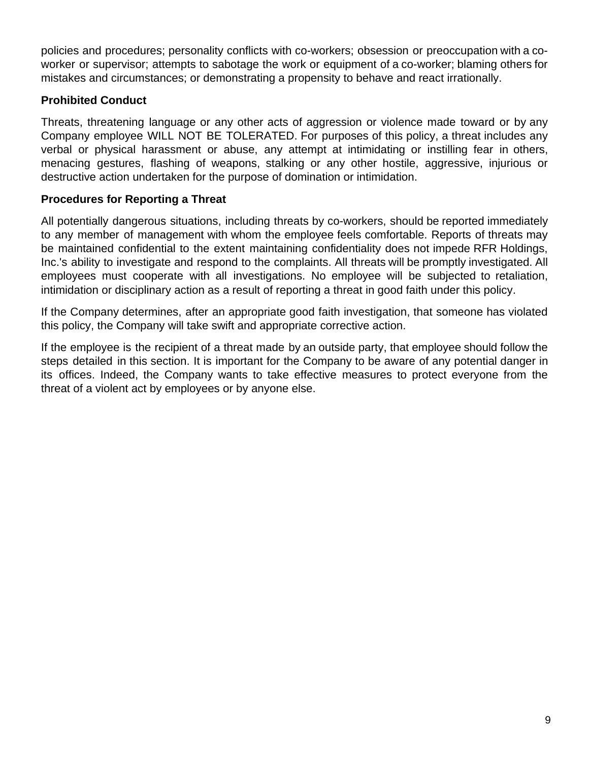policies and procedures; personality conflicts with co-workers; obsession or preoccupation with a co-worker or supervisor; attempts to sabotage the work or equipment of a co-worker; blaming others for mistakes and circumstances; or demonstrating a propensity to behave and react irrationally.

**Prohibited Conduct**

Threats, threatening language or any other acts of aggression or violence made toward or by any Company employee WILL NOT BE TOLERATED. For purposes of this policy, a threat includes any verbal or physical harassment or abuse, any attempt at intimidating or instilling fear in others, menacing gestures, flashing of weapons, stalking or any other hostile, aggressive, injurious or destructive action undertaken for the purpose of domination or intimidation.

**Procedures for Reporting a Threat**

All potentially dangerous situations, including threats by co-workers, should be reported immediately to any member of management with whom the employee feels comfortable. Reports of threats may be maintained confidential to the extent maintaining confidentiality does not impede RFR Holdings, Inc.'s ability to investigate and respond to the complaints. All threats will be promptly investigated. All employees must cooperate with all investigations. No employee will be subjected to retaliation, intimidation or disciplinary action as a result of reporting a threat in good faith under this policy.

If the Company determines, after an appropriate good faith investigation, that someone has violated this policy, the Company will take swift and appropriate corrective action.

If the employee is the recipient of a threat made by an outside party, that employee should follow the steps detailed in this section. It is important for the Company to be aware of any potential danger in its offices. Indeed, the Company wants to take effective measures to protect everyone from the threat of a violent act by employees or by anyone else.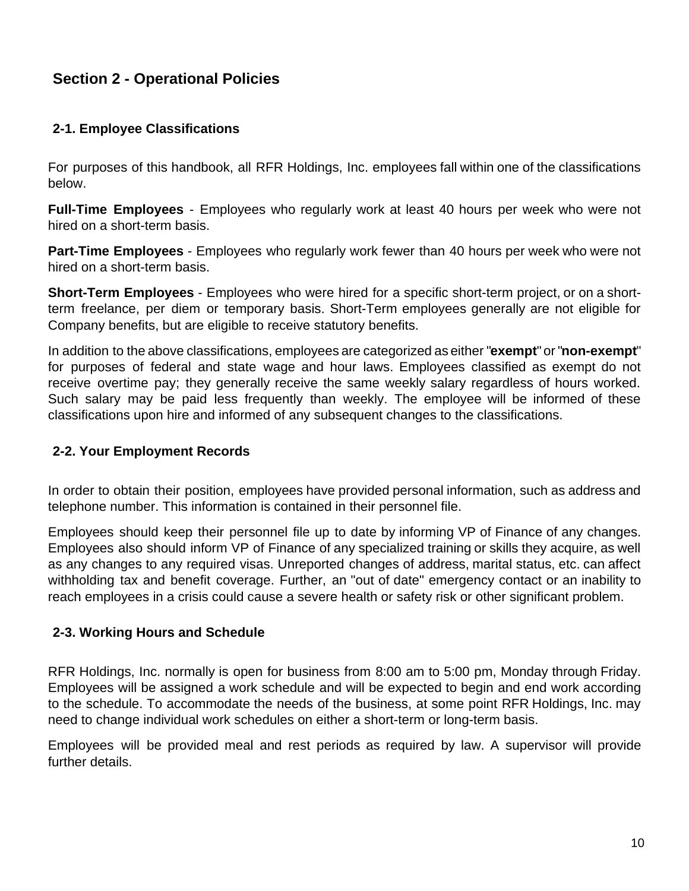## Section 2 - Operational Policies

### 2-1. Employee Classifications

For purposes of this handbook, all RFR Holdings, Inc. employees fall within one of the classifications below.

**Full-Time Employees** - Employees who regularly work at least 40 hours per week who were not hired on a short-term basis.

**Part-Time Employees** - Employees who regularly work fewer than 40 hours per week who were not hired on a short-term basis.

**Short-Term Employees** - Employees who were hired for a specific short-term project, or on a short-term freelance, per diem or temporary basis. Short-Term employees generally are not eligible for Company benefits, but are eligible to receive statutory benefits.

In addition to the above classifications, employees are categorized as either "**exempt**" or "**non-exempt**" for purposes of federal and state wage and hour laws. Employees classified as exempt do not receive overtime pay; they generally receive the same weekly salary regardless of hours worked. Such salary may be paid less frequently than weekly. The employee will be informed of these classifications upon hire and informed of any subsequent changes to the classifications.

### 2-2. Your Employment Records

In order to obtain their position, employees have provided personal information, such as address and telephone number. This information is contained in their personnel file.

Employees should keep their personnel file up to date by informing VP of Finance of any changes. Employees also should inform VP of Finance of any specialized training or skills they acquire, as well as any changes to any required visas. Unreported changes of address, marital status, etc. can affect withholding tax and benefit coverage. Further, an "out of date" emergency contact or an inability to reach employees in a crisis could cause a severe health or safety risk or other significant problem.

### 2-3. Working Hours and Schedule

RFR Holdings, Inc. normally is open for business from 8:00 am to 5:00 pm, Monday through Friday. Employees will be assigned a work schedule and will be expected to begin and end work according to the schedule. To accommodate the needs of the business, at some point RFR Holdings, Inc. may need to change individual work schedules on either a short-term or long-term basis.

Employees will be provided meal and rest periods as required by law. A supervisor will provide further details.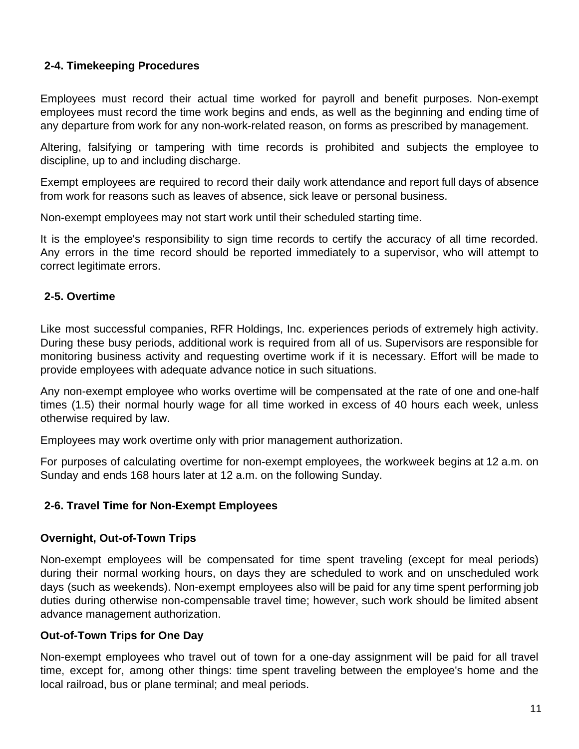### 2-4. Timekeeping Procedures

Employees must record their actual time worked for payroll and benefit purposes. Non-exempt employees must record the time work begins and ends, as well as the beginning and ending time of any departure from work for any non-work-related reason, on forms as prescribed by management.

Altering, falsifying or tampering with time records is prohibited and subjects the employee to discipline, up to and including discharge.

Exempt employees are required to record their daily work attendance and report full days of absence from work for reasons such as leaves of absence, sick leave or personal business.

Non-exempt employees may not start work until their scheduled starting time.

It is the employee's responsibility to sign time records to certify the accuracy of all time recorded. Any errors in the time record should be reported immediately to a supervisor, who will attempt to correct legitimate errors.

### 2-5. Overtime

Like most successful companies, RFR Holdings, Inc. experiences periods of extremely high activity. During these busy periods, additional work is required from all of us. Supervisors are responsible for monitoring business activity and requesting overtime work if it is necessary. Effort will be made to provide employees with adequate advance notice in such situations.

Any non-exempt employee who works overtime will be compensated at the rate of one and one-half times (1.5) their normal hourly wage for all time worked in excess of 40 hours each week, unless otherwise required by law.

Employees may work overtime only with prior management authorization.

For purposes of calculating overtime for non-exempt employees, the workweek begins at 12 a.m. on Sunday and ends 168 hours later at 12 a.m. on the following Sunday.

### 2-6. Travel Time for Non-Exempt Employees

**Overnight, Out-of-Town Trips**

Non-exempt employees will be compensated for time spent traveling (except for meal periods) during their normal working hours, on days they are scheduled to work and on unscheduled work days (such as weekends). Non-exempt employees also will be paid for any time spent performing job duties during otherwise non-compensable travel time; however, such work should be limited absent advance management authorization.

**Out-of-Town Trips for One Day**

Non-exempt employees who travel out of town for a one-day assignment will be paid for all travel time, except for, among other things: time spent traveling between the employee's home and the local railroad, bus or plane terminal; and meal periods.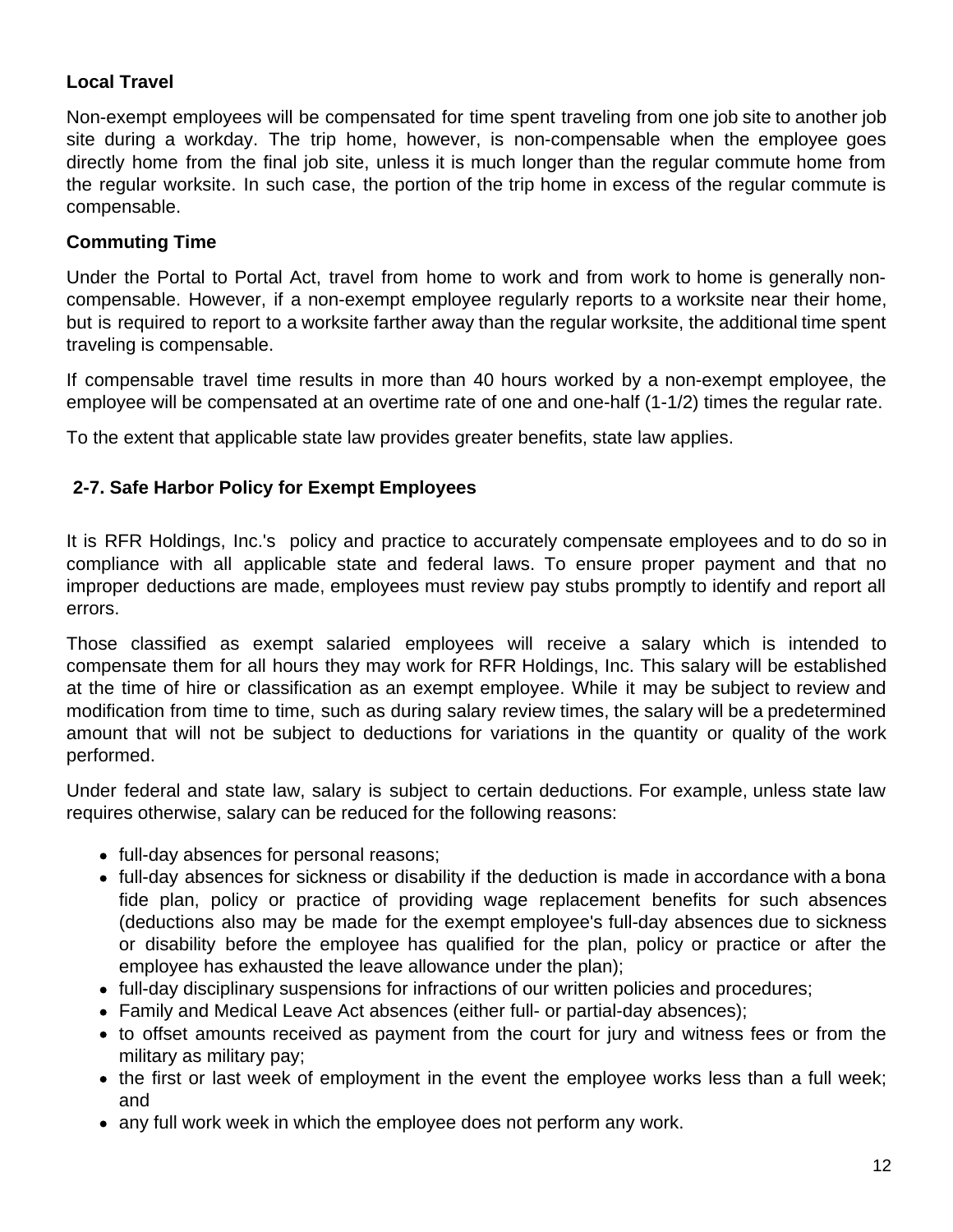**Local Travel**

Non-exempt employees will be compensated for time spent traveling from one job site to another job site during a workday. The trip home, however, is non-compensable when the employee goes directly home from the final job site, unless it is much longer than the regular commute home from the regular worksite. In such case, the portion of the trip home in excess of the regular commute is compensable.

**Commuting Time**

Under the Portal to Portal Act, travel from home to work and from work to home is generally non-compensable. However, if a non-exempt employee regularly reports to a worksite near their home, but is required to report to a worksite farther away than the regular worksite, the additional time spent traveling is compensable.

If compensable travel time results in more than 40 hours worked by a non-exempt employee, the employee will be compensated at an overtime rate of one and one-half (1-1/2) times the regular rate.

To the extent that applicable state law provides greater benefits, state law applies.

## 2-7. Safe Harbor Policy for Exempt Employees

It is RFR Holdings, Inc.'s policy and practice to accurately compensate employees and to do so in compliance with all applicable state and federal laws. To ensure proper payment and that no improper deductions are made, employees must review pay stubs promptly to identify and report all errors.

Those classified as exempt salaried employees will receive a salary which is intended to compensate them for all hours they may work for RFR Holdings, Inc. This salary will be established at the time of hire or classification as an exempt employee. While it may be subject to review and modification from time to time, such as during salary review times, the salary will be a predetermined amount that will not be subject to deductions for variations in the quantity or quality of the work performed.

Under federal and state law, salary is subject to certain deductions. For example, unless state law requires otherwise, salary can be reduced for the following reasons:

- full-day absences for personal reasons;
- full-day absences for sickness or disability if the deduction is made in accordance with a bona fide plan, policy or practice of providing wage replacement benefits for such absences (deductions also may be made for the exempt employee's full-day absences due to sickness or disability before the employee has qualified for the plan, policy or practice or after the employee has exhausted the leave allowance under the plan);
- full-day disciplinary suspensions for infractions of our written policies and procedures;
- Family and Medical Leave Act absences (either full- or partial-day absences);
- to offset amounts received as payment from the court for jury and witness fees or from the military as military pay;
- the first or last week of employment in the event the employee works less than a full week; and
- any full work week in which the employee does not perform any work.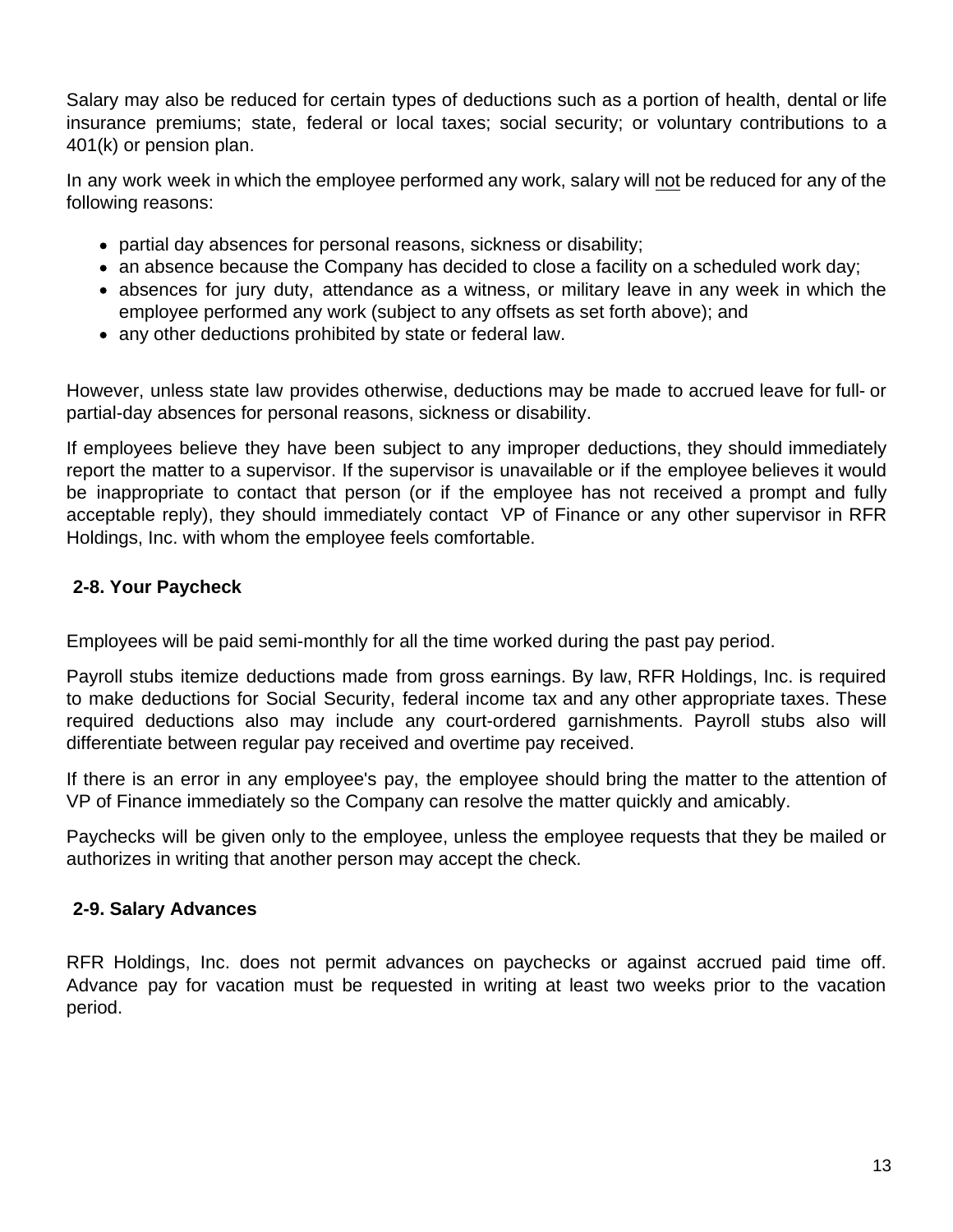Salary may also be reduced for certain types of deductions such as a portion of health, dental or life insurance premiums; state, federal or local taxes; social security; or voluntary contributions to a 401(k) or pension plan.

In any work week in which the employee performed any work, salary will not be reduced for any of the following reasons:

- partial day absences for personal reasons, sickness or disability;
- an absence because the Company has decided to close a facility on a scheduled work day;
- absences for jury duty, attendance as a witness, or military leave in any week in which the employee performed any work (subject to any offsets as set forth above); and
- any other deductions prohibited by state or federal law.

However, unless state law provides otherwise, deductions may be made to accrued leave for full- or partial-day absences for personal reasons, sickness or disability.

If employees believe they have been subject to any improper deductions, they should immediately report the matter to a supervisor. If the supervisor is unavailable or if the employee believes it would be inappropriate to contact that person (or if the employee has not received a prompt and fully acceptable reply), they should immediately contact VP of Finance or any other supervisor in RFR Holdings, Inc. with whom the employee feels comfortable.

## 2-8. Your Paycheck

Employees will be paid semi-monthly for all the time worked during the past pay period.

Payroll stubs itemize deductions made from gross earnings. By law, RFR Holdings, Inc. is required to make deductions for Social Security, federal income tax and any other appropriate taxes. These required deductions also may include any court-ordered garnishments. Payroll stubs also will differentiate between regular pay received and overtime pay received.

If there is an error in any employee's pay, the employee should bring the matter to the attention of VP of Finance immediately so the Company can resolve the matter quickly and amicably.

Paychecks will be given only to the employee, unless the employee requests that they be mailed or authorizes in writing that another person may accept the check.

## 2-9. Salary Advances

RFR Holdings, Inc. does not permit advances on paychecks or against accrued paid time off. Advance pay for vacation must be requested in writing at least two weeks prior to the vacation period.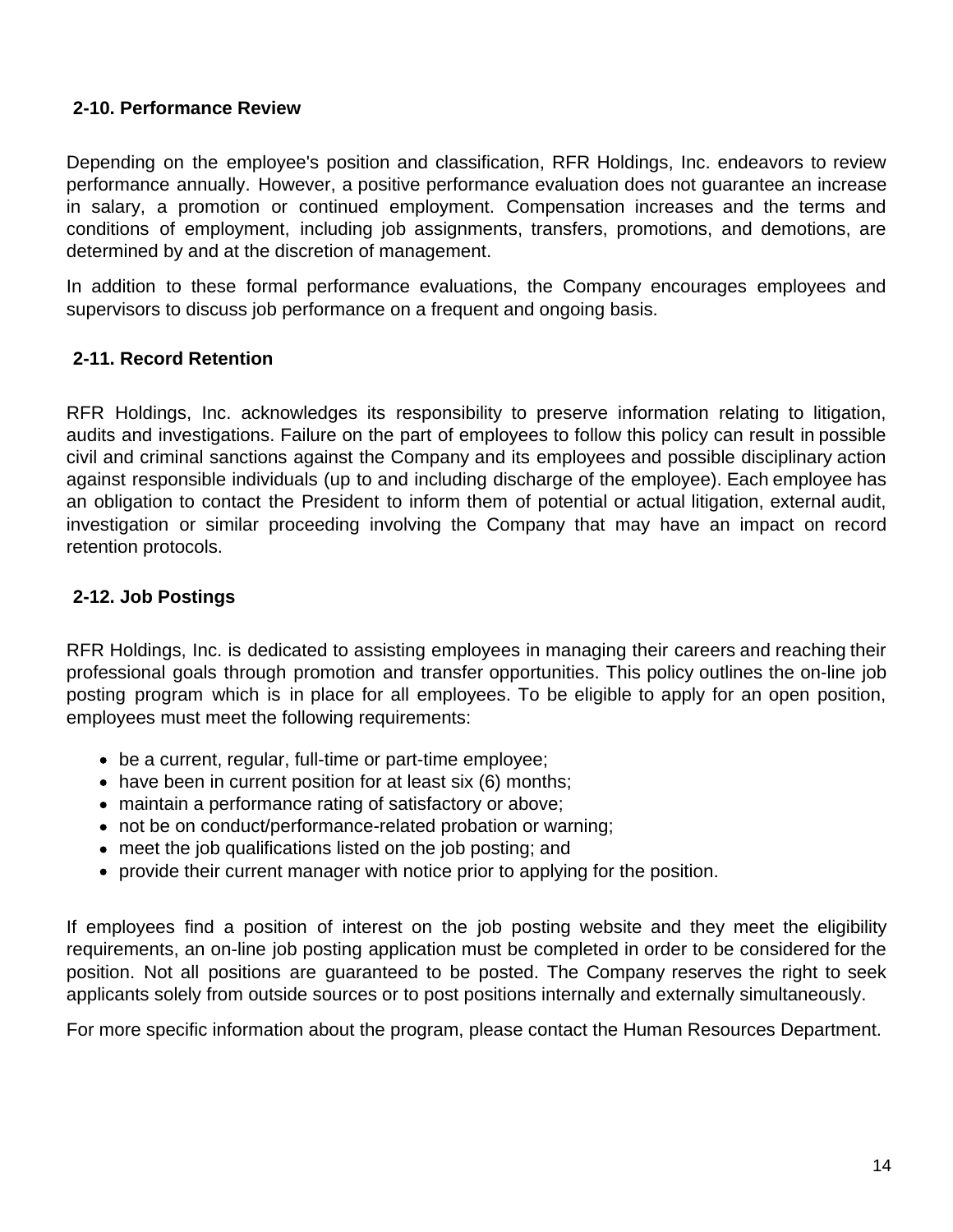### 2-10. Performance Review

Depending on the employee's position and classification, RFR Holdings, Inc. endeavors to review performance annually. However, a positive performance evaluation does not guarantee an increase in salary, a promotion or continued employment. Compensation increases and the terms and conditions of employment, including job assignments, transfers, promotions, and demotions, are determined by and at the discretion of management.

In addition to these formal performance evaluations, the Company encourages employees and supervisors to discuss job performance on a frequent and ongoing basis.

### 2-11. Record Retention

RFR Holdings, Inc. acknowledges its responsibility to preserve information relating to litigation, audits and investigations. Failure on the part of employees to follow this policy can result in possible civil and criminal sanctions against the Company and its employees and possible disciplinary action against responsible individuals (up to and including discharge of the employee). Each employee has an obligation to contact the President to inform them of potential or actual litigation, external audit, investigation or similar proceeding involving the Company that may have an impact on record retention protocols.

### 2-12. Job Postings

RFR Holdings, Inc. is dedicated to assisting employees in managing their careers and reaching their professional goals through promotion and transfer opportunities. This policy outlines the on-line job posting program which is in place for all employees. To be eligible to apply for an open position, employees must meet the following requirements:

- be a current, regular, full-time or part-time employee;
- have been in current position for at least six (6) months;
- maintain a performance rating of satisfactory or above;
- not be on conduct/performance-related probation or warning;
- meet the job qualifications listed on the job posting; and
- provide their current manager with notice prior to applying for the position.

If employees find a position of interest on the job posting website and they meet the eligibility requirements, an on-line job posting application must be completed in order to be considered for the position. Not all positions are guaranteed to be posted. The Company reserves the right to seek applicants solely from outside sources or to post positions internally and externally simultaneously.

For more specific information about the program, please contact the Human Resources Department.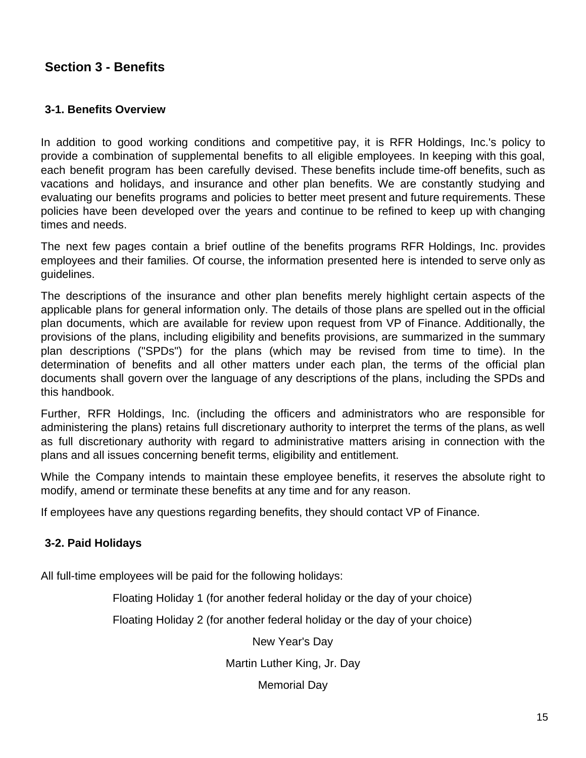## Section 3 - Benefits

### 3-1. Benefits Overview

In addition to good working conditions and competitive pay, it is RFR Holdings, Inc.'s policy to provide a combination of supplemental benefits to all eligible employees. In keeping with this goal, each benefit program has been carefully devised. These benefits include time-off benefits, such as vacations and holidays, and insurance and other plan benefits. We are constantly studying and evaluating our benefits programs and policies to better meet present and future requirements. These policies have been developed over the years and continue to be refined to keep up with changing times and needs.

The next few pages contain a brief outline of the benefits programs RFR Holdings, Inc. provides employees and their families. Of course, the information presented here is intended to serve only as guidelines.

The descriptions of the insurance and other plan benefits merely highlight certain aspects of the applicable plans for general information only. The details of those plans are spelled out in the official plan documents, which are available for review upon request from VP of Finance. Additionally, the provisions of the plans, including eligibility and benefits provisions, are summarized in the summary plan descriptions ("SPDs") for the plans (which may be revised from time to time). In the determination of benefits and all other matters under each plan, the terms of the official plan documents shall govern over the language of any descriptions of the plans, including the SPDs and this handbook.

Further, RFR Holdings, Inc. (including the officers and administrators who are responsible for administering the plans) retains full discretionary authority to interpret the terms of the plans, as well as full discretionary authority with regard to administrative matters arising in connection with the plans and all issues concerning benefit terms, eligibility and entitlement.

While the Company intends to maintain these employee benefits, it reserves the absolute right to modify, amend or terminate these benefits at any time and for any reason.

If employees have any questions regarding benefits, they should contact VP of Finance.

### 3-2. Paid Holidays

All full-time employees will be paid for the following holidays:

Floating Holiday 1 (for another federal holiday or the day of your choice)

Floating Holiday 2 (for another federal holiday or the day of your choice)

New Year's Day

Martin Luther King, Jr. Day

Memorial Day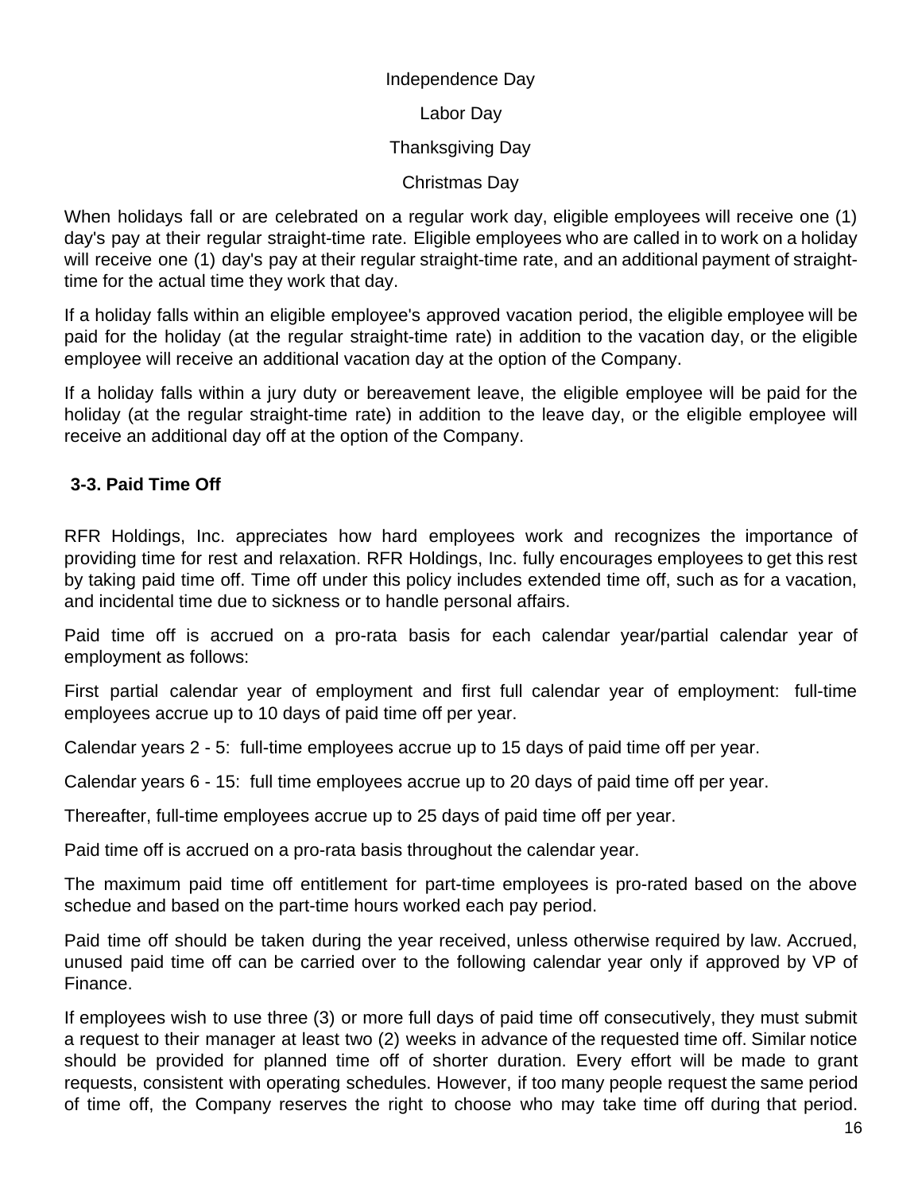Independence Day

Labor Day

Thanksgiving Day

Christmas Day

When holidays fall or are celebrated on a regular work day, eligible employees will receive one (1) day's pay at their regular straight-time rate. Eligible employees who are called in to work on a holiday will receive one (1) day's pay at their regular straight-time rate, and an additional payment of straight-time for the actual time they work that day.

If a holiday falls within an eligible employee's approved vacation period, the eligible employee will be paid for the holiday (at the regular straight-time rate) in addition to the vacation day, or the eligible employee will receive an additional vacation day at the option of the Company.

If a holiday falls within a jury duty or bereavement leave, the eligible employee will be paid for the holiday (at the regular straight-time rate) in addition to the leave day, or the eligible employee will receive an additional day off at the option of the Company.

### 3-3. Paid Time Off

RFR Holdings, Inc. appreciates how hard employees work and recognizes the importance of providing time for rest and relaxation. RFR Holdings, Inc. fully encourages employees to get this rest by taking paid time off. Time off under this policy includes extended time off, such as for a vacation, and incidental time due to sickness or to handle personal affairs.

Paid time off is accrued on a pro-rata basis for each calendar year/partial calendar year of employment as follows:

First partial calendar year of employment and first full calendar year of employment: full-time employees accrue up to 10 days of paid time off per year.

Calendar years 2 - 5: full-time employees accrue up to 15 days of paid time off per year.

Calendar years 6 - 15: full time employees accrue up to 20 days of paid time off per year.

Thereafter, full-time employees accrue up to 25 days of paid time off per year.

Paid time off is accrued on a pro-rata basis throughout the calendar year.

The maximum paid time off entitlement for part-time employees is pro-rated based on the above schedue and based on the part-time hours worked each pay period.

Paid time off should be taken during the year received, unless otherwise required by law. Accrued, unused paid time off can be carried over to the following calendar year only if approved by VP of Finance.

If employees wish to use three (3) or more full days of paid time off consecutively, they must submit a request to their manager at least two (2) weeks in advance of the requested time off. Similar notice should be provided for planned time off of shorter duration. Every effort will be made to grant requests, consistent with operating schedules. However, if too many people request the same period of time off, the Company reserves the right to choose who may take time off during that period.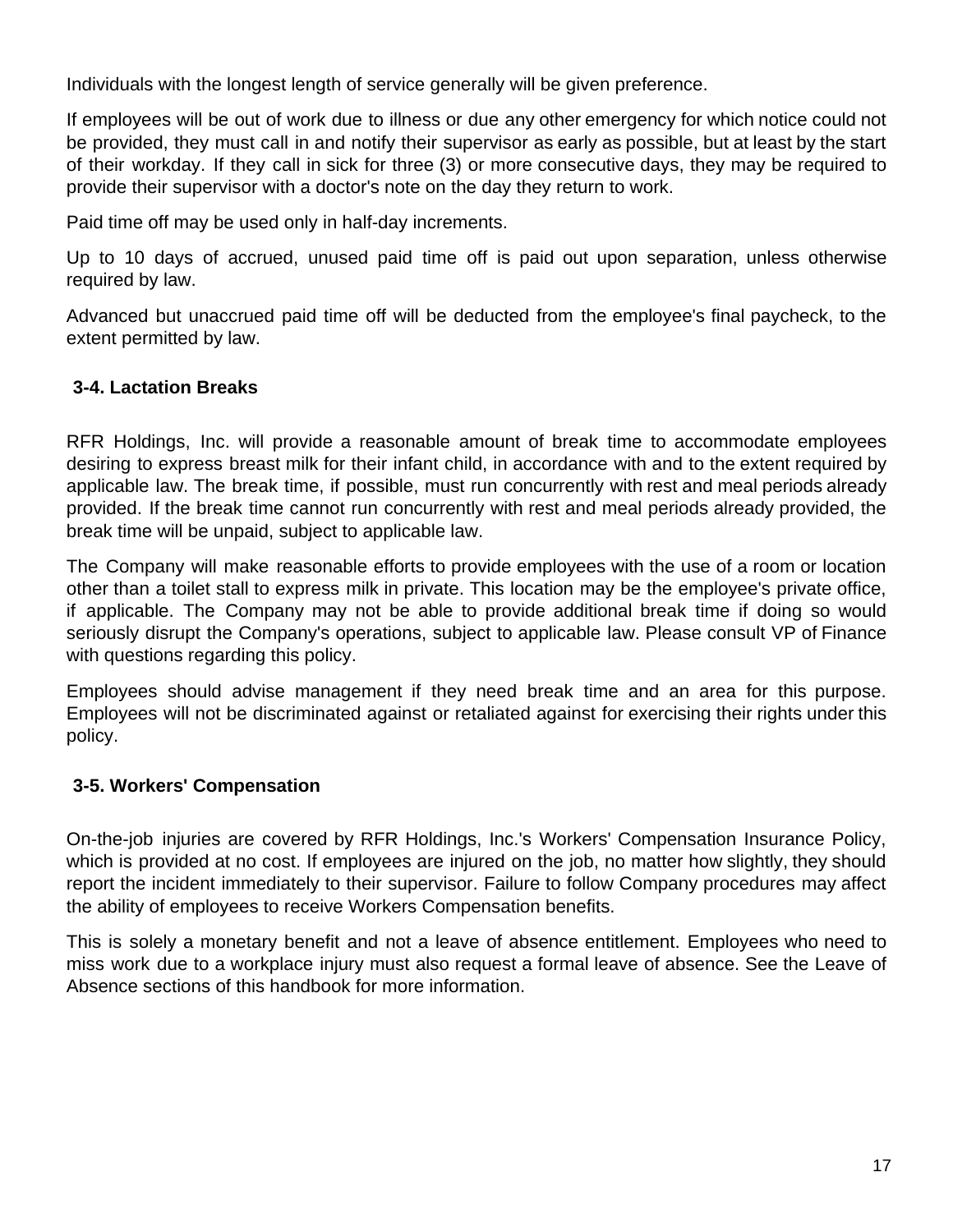Individuals with the longest length of service generally will be given preference.

If employees will be out of work due to illness or due any other emergency for which notice could not be provided, they must call in and notify their supervisor as early as possible, but at least by the start of their workday. If they call in sick for three (3) or more consecutive days, they may be required to provide their supervisor with a doctor's note on the day they return to work.

Paid time off may be used only in half-day increments.

Up to 10 days of accrued, unused paid time off is paid out upon separation, unless otherwise required by law.

Advanced but unaccrued paid time off will be deducted from the employee's final paycheck, to the extent permitted by law.

### 3-4. Lactation Breaks

RFR Holdings, Inc. will provide a reasonable amount of break time to accommodate employees desiring to express breast milk for their infant child, in accordance with and to the extent required by applicable law. The break time, if possible, must run concurrently with rest and meal periods already provided. If the break time cannot run concurrently with rest and meal periods already provided, the break time will be unpaid, subject to applicable law.

The Company will make reasonable efforts to provide employees with the use of a room or location other than a toilet stall to express milk in private. This location may be the employee's private office, if applicable. The Company may not be able to provide additional break time if doing so would seriously disrupt the Company's operations, subject to applicable law. Please consult VP of Finance with questions regarding this policy.

Employees should advise management if they need break time and an area for this purpose. Employees will not be discriminated against or retaliated against for exercising their rights under this policy.

### 3-5. Workers' Compensation

On-the-job injuries are covered by RFR Holdings, Inc.'s Workers' Compensation Insurance Policy, which is provided at no cost. If employees are injured on the job, no matter how slightly, they should report the incident immediately to their supervisor. Failure to follow Company procedures may affect the ability of employees to receive Workers Compensation benefits.

This is solely a monetary benefit and not a leave of absence entitlement. Employees who need to miss work due to a workplace injury must also request a formal leave of absence. See the Leave of Absence sections of this handbook for more information.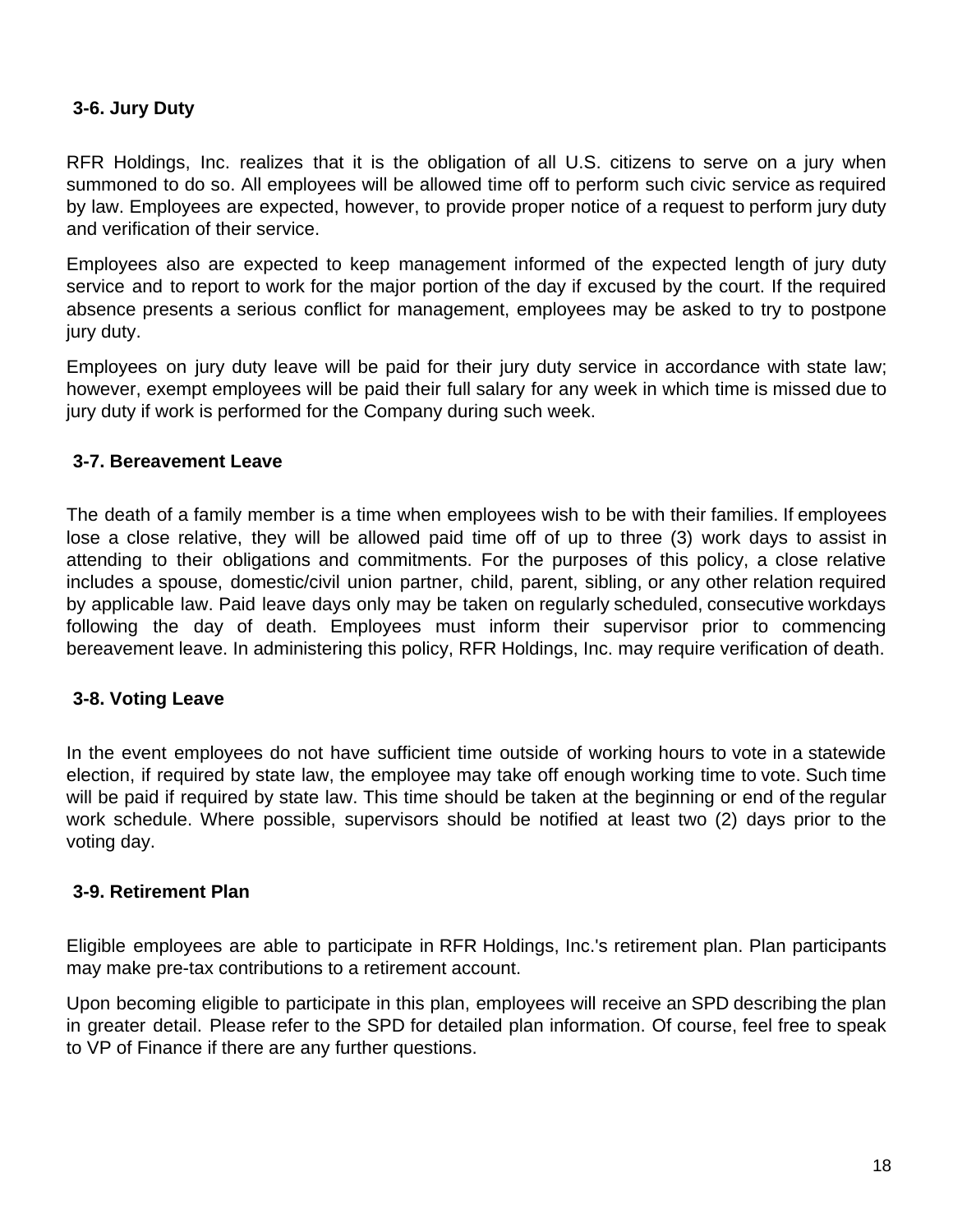### 3-6. Jury Duty

RFR Holdings, Inc. realizes that it is the obligation of all U.S. citizens to serve on a jury when summoned to do so. All employees will be allowed time off to perform such civic service as required by law. Employees are expected, however, to provide proper notice of a request to perform jury duty and verification of their service.

Employees also are expected to keep management informed of the expected length of jury duty service and to report to work for the major portion of the day if excused by the court. If the required absence presents a serious conflict for management, employees may be asked to try to postpone jury duty.

Employees on jury duty leave will be paid for their jury duty service in accordance with state law; however, exempt employees will be paid their full salary for any week in which time is missed due to jury duty if work is performed for the Company during such week.

### 3-7. Bereavement Leave

The death of a family member is a time when employees wish to be with their families. If employees lose a close relative, they will be allowed paid time off of up to three (3) work days to assist in attending to their obligations and commitments. For the purposes of this policy, a close relative includes a spouse, domestic/civil union partner, child, parent, sibling, or any other relation required by applicable law. Paid leave days only may be taken on regularly scheduled, consecutive workdays following the day of death. Employees must inform their supervisor prior to commencing bereavement leave. In administering this policy, RFR Holdings, Inc. may require verification of death.

### 3-8. Voting Leave

In the event employees do not have sufficient time outside of working hours to vote in a statewide election, if required by state law, the employee may take off enough working time to vote. Such time will be paid if required by state law. This time should be taken at the beginning or end of the regular work schedule. Where possible, supervisors should be notified at least two (2) days prior to the voting day.

### 3-9. Retirement Plan

Eligible employees are able to participate in RFR Holdings, Inc.'s retirement plan. Plan participants may make pre-tax contributions to a retirement account.

Upon becoming eligible to participate in this plan, employees will receive an SPD describing the plan in greater detail. Please refer to the SPD for detailed plan information. Of course, feel free to speak to VP of Finance if there are any further questions.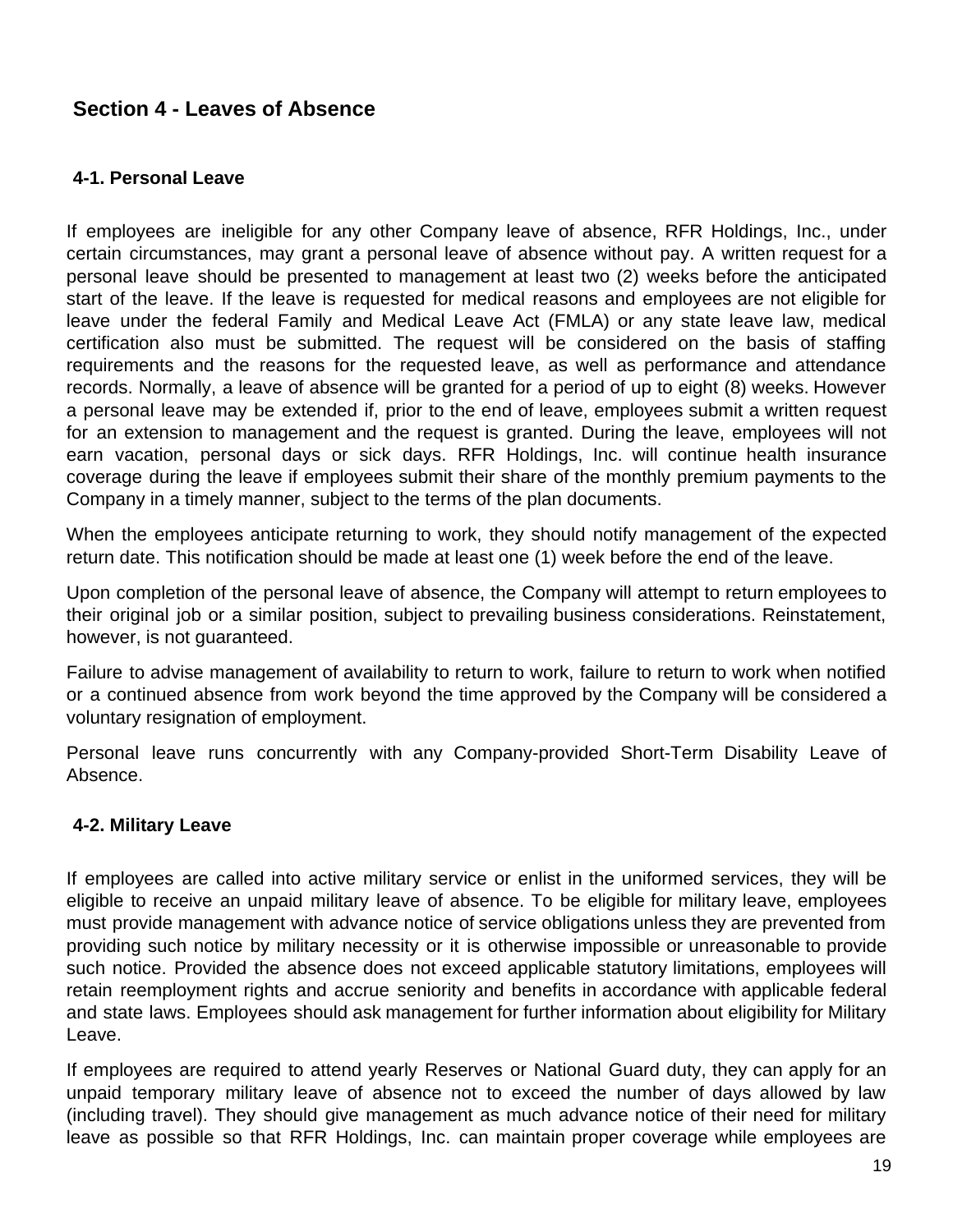## Section 4 - Leaves of Absence

### 4-1. Personal Leave

If employees are ineligible for any other Company leave of absence, RFR Holdings, Inc., under certain circumstances, may grant a personal leave of absence without pay. A written request for a personal leave should be presented to management at least two (2) weeks before the anticipated start of the leave. If the leave is requested for medical reasons and employees are not eligible for leave under the federal Family and Medical Leave Act (FMLA) or any state leave law, medical certification also must be submitted. The request will be considered on the basis of staffing requirements and the reasons for the requested leave, as well as performance and attendance records. Normally, a leave of absence will be granted for a period of up to eight (8) weeks. However a personal leave may be extended if, prior to the end of leave, employees submit a written request for an extension to management and the request is granted. During the leave, employees will not earn vacation, personal days or sick days. RFR Holdings, Inc. will continue health insurance coverage during the leave if employees submit their share of the monthly premium payments to the Company in a timely manner, subject to the terms of the plan documents.

When the employees anticipate returning to work, they should notify management of the expected return date. This notification should be made at least one (1) week before the end of the leave.

Upon completion of the personal leave of absence, the Company will attempt to return employees to their original job or a similar position, subject to prevailing business considerations. Reinstatement, however, is not guaranteed.

Failure to advise management of availability to return to work, failure to return to work when notified or a continued absence from work beyond the time approved by the Company will be considered a voluntary resignation of employment.

Personal leave runs concurrently with any Company-provided Short-Term Disability Leave of Absence.

### 4-2. Military Leave

If employees are called into active military service or enlist in the uniformed services, they will be eligible to receive an unpaid military leave of absence. To be eligible for military leave, employees must provide management with advance notice of service obligations unless they are prevented from providing such notice by military necessity or it is otherwise impossible or unreasonable to provide such notice. Provided the absence does not exceed applicable statutory limitations, employees will retain reemployment rights and accrue seniority and benefits in accordance with applicable federal and state laws. Employees should ask management for further information about eligibility for Military Leave.

If employees are required to attend yearly Reserves or National Guard duty, they can apply for an unpaid temporary military leave of absence not to exceed the number of days allowed by law (including travel). They should give management as much advance notice of their need for military leave as possible so that RFR Holdings, Inc. can maintain proper coverage while employees are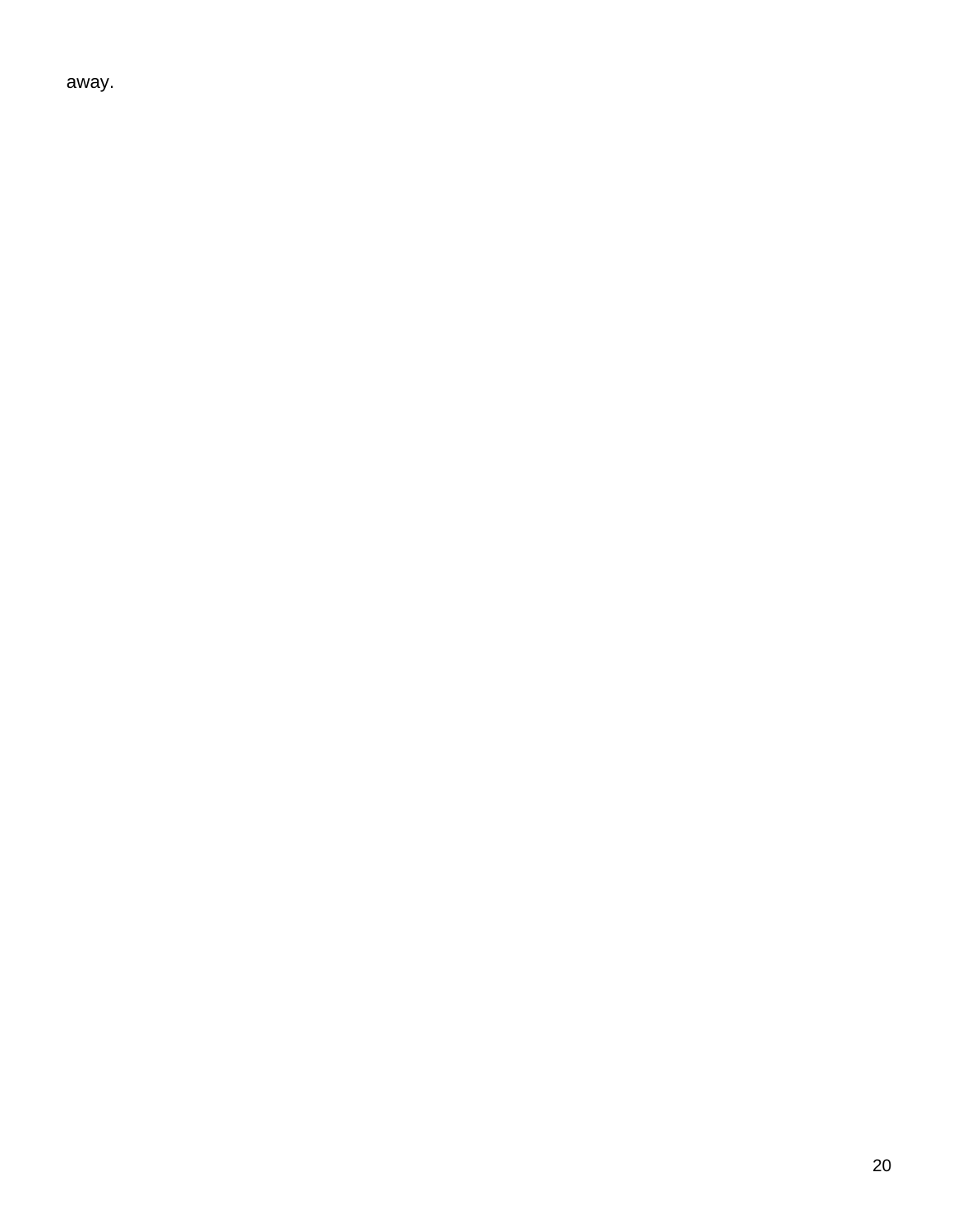away.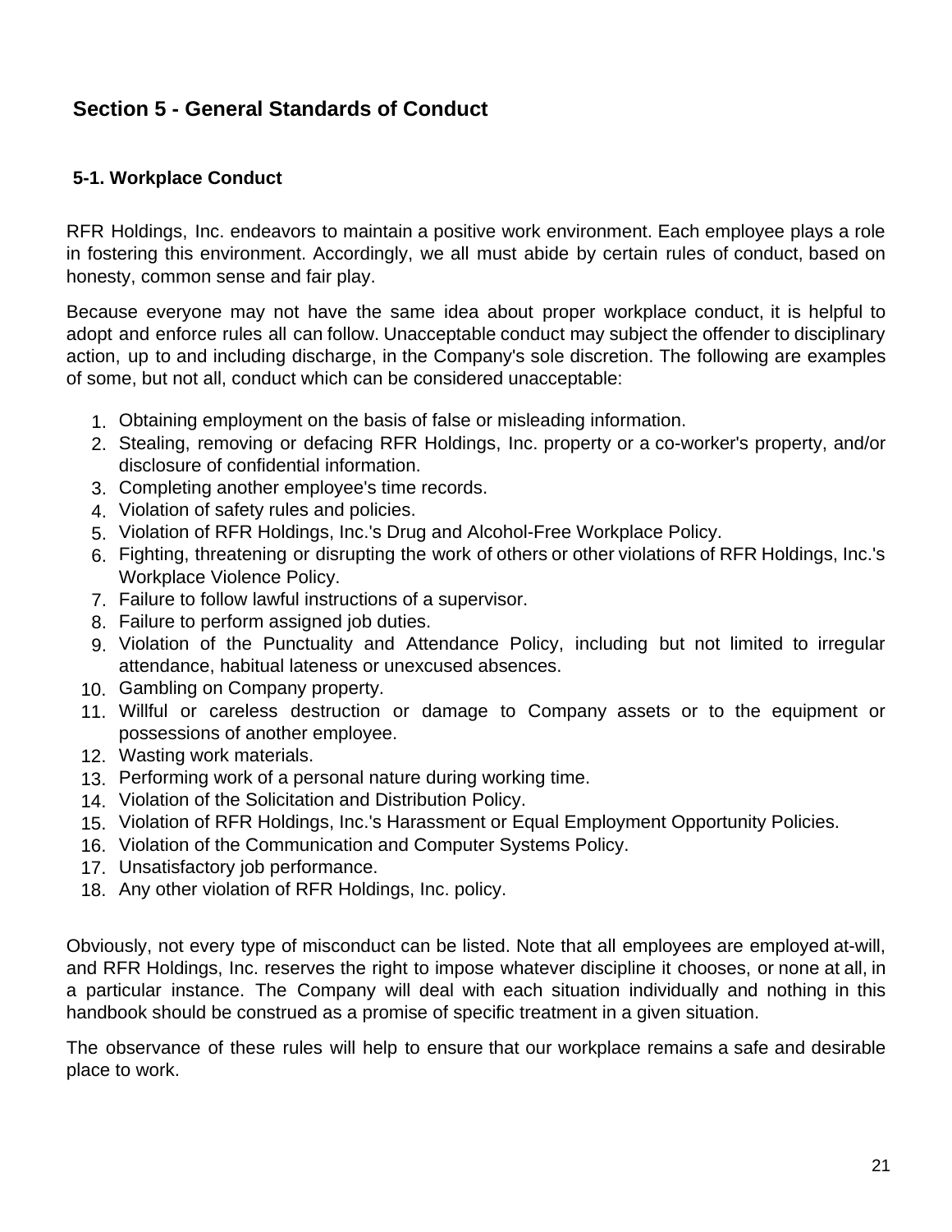## Section 5 - General Standards of Conduct

### 5-1. Workplace Conduct

RFR Holdings, Inc. endeavors to maintain a positive work environment. Each employee plays a role in fostering this environment. Accordingly, we all must abide by certain rules of conduct, based on honesty, common sense and fair play.

Because everyone may not have the same idea about proper workplace conduct, it is helpful to adopt and enforce rules all can follow. Unacceptable conduct may subject the offender to disciplinary action, up to and including discharge, in the Company's sole discretion. The following are examples of some, but not all, conduct which can be considered unacceptable:

1. Obtaining employment on the basis of false or misleading information.
2. Stealing, removing or defacing RFR Holdings, Inc. property or a co-worker's property, and/or disclosure of confidential information.
3. Completing another employee's time records.
4. Violation of safety rules and policies.
5. Violation of RFR Holdings, Inc.'s Drug and Alcohol-Free Workplace Policy.
6. Fighting, threatening or disrupting the work of others or other violations of RFR Holdings, Inc.'s Workplace Violence Policy.
7. Failure to follow lawful instructions of a supervisor.
8. Failure to perform assigned job duties.
9. Violation of the Punctuality and Attendance Policy, including but not limited to irregular attendance, habitual lateness or unexcused absences.
10. Gambling on Company property.
11. Willful or careless destruction or damage to Company assets or to the equipment or possessions of another employee.
12. Wasting work materials.
13. Performing work of a personal nature during working time.
14. Violation of the Solicitation and Distribution Policy.
15. Violation of RFR Holdings, Inc.'s Harassment or Equal Employment Opportunity Policies.
16. Violation of the Communication and Computer Systems Policy.
17. Unsatisfactory job performance.
18. Any other violation of RFR Holdings, Inc. policy.

Obviously, not every type of misconduct can be listed. Note that all employees are employed at-will, and RFR Holdings, Inc. reserves the right to impose whatever discipline it chooses, or none at all, in a particular instance. The Company will deal with each situation individually and nothing in this handbook should be construed as a promise of specific treatment in a given situation.

The observance of these rules will help to ensure that our workplace remains a safe and desirable place to work.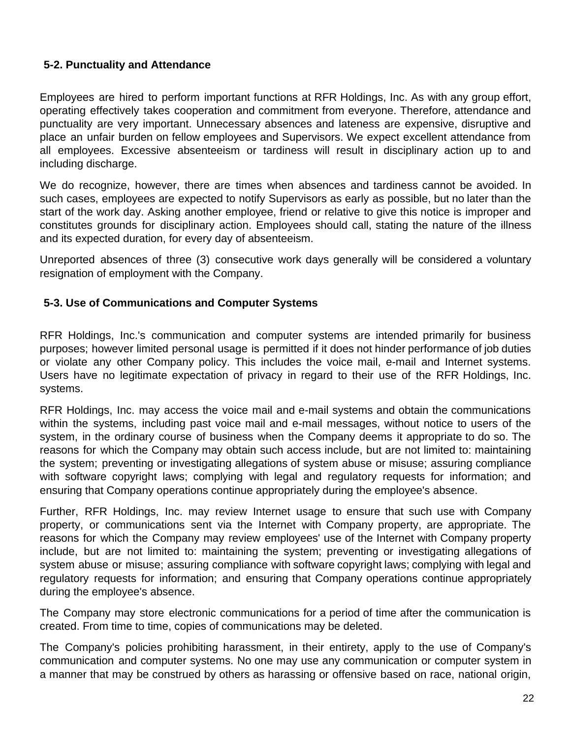### 5-2. Punctuality and Attendance

Employees are hired to perform important functions at RFR Holdings, Inc. As with any group effort, operating effectively takes cooperation and commitment from everyone. Therefore, attendance and punctuality are very important. Unnecessary absences and lateness are expensive, disruptive and place an unfair burden on fellow employees and Supervisors. We expect excellent attendance from all employees. Excessive absenteeism or tardiness will result in disciplinary action up to and including discharge.

We do recognize, however, there are times when absences and tardiness cannot be avoided. In such cases, employees are expected to notify Supervisors as early as possible, but no later than the start of the work day. Asking another employee, friend or relative to give this notice is improper and constitutes grounds for disciplinary action. Employees should call, stating the nature of the illness and its expected duration, for every day of absenteeism.

Unreported absences of three (3) consecutive work days generally will be considered a voluntary resignation of employment with the Company.

### 5-3. Use of Communications and Computer Systems

RFR Holdings, Inc.'s communication and computer systems are intended primarily for business purposes; however limited personal usage is permitted if it does not hinder performance of job duties or violate any other Company policy. This includes the voice mail, e-mail and Internet systems. Users have no legitimate expectation of privacy in regard to their use of the RFR Holdings, Inc. systems.

RFR Holdings, Inc. may access the voice mail and e-mail systems and obtain the communications within the systems, including past voice mail and e-mail messages, without notice to users of the system, in the ordinary course of business when the Company deems it appropriate to do so. The reasons for which the Company may obtain such access include, but are not limited to: maintaining the system; preventing or investigating allegations of system abuse or misuse; assuring compliance with software copyright laws; complying with legal and regulatory requests for information; and ensuring that Company operations continue appropriately during the employee's absence.

Further, RFR Holdings, Inc. may review Internet usage to ensure that such use with Company property, or communications sent via the Internet with Company property, are appropriate. The reasons for which the Company may review employees' use of the Internet with Company property include, but are not limited to: maintaining the system; preventing or investigating allegations of system abuse or misuse; assuring compliance with software copyright laws; complying with legal and regulatory requests for information; and ensuring that Company operations continue appropriately during the employee's absence.

The Company may store electronic communications for a period of time after the communication is created. From time to time, copies of communications may be deleted.

The Company's policies prohibiting harassment, in their entirety, apply to the use of Company's communication and computer systems. No one may use any communication or computer system in a manner that may be construed by others as harassing or offensive based on race, national origin,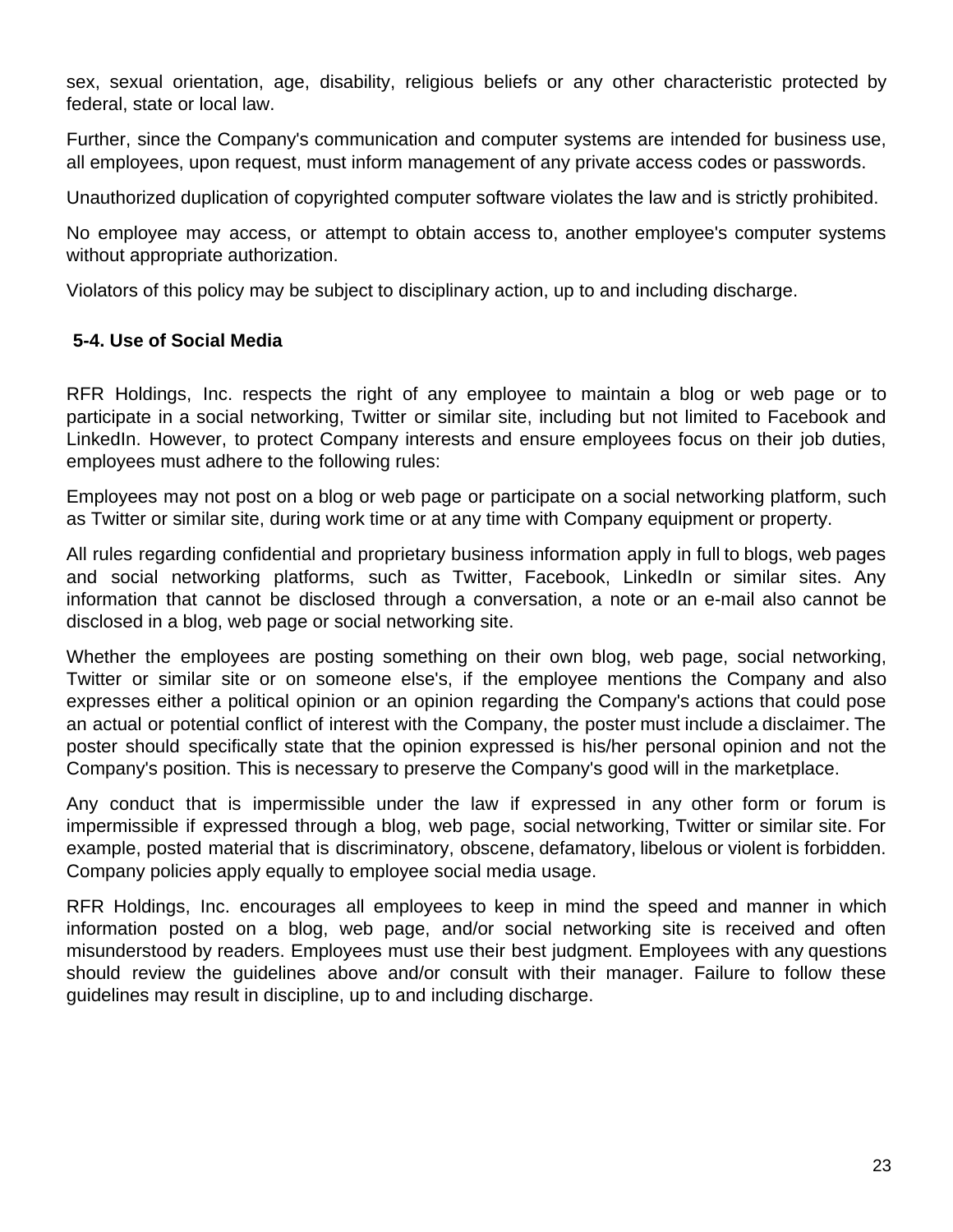sex, sexual orientation, age, disability, religious beliefs or any other characteristic protected by federal, state or local law.

Further, since the Company's communication and computer systems are intended for business use, all employees, upon request, must inform management of any private access codes or passwords.

Unauthorized duplication of copyrighted computer software violates the law and is strictly prohibited.

No employee may access, or attempt to obtain access to, another employee's computer systems without appropriate authorization.

Violators of this policy may be subject to disciplinary action, up to and including discharge.

### 5-4. Use of Social Media

RFR Holdings, Inc. respects the right of any employee to maintain a blog or web page or to participate in a social networking, Twitter or similar site, including but not limited to Facebook and LinkedIn. However, to protect Company interests and ensure employees focus on their job duties, employees must adhere to the following rules:

Employees may not post on a blog or web page or participate on a social networking platform, such as Twitter or similar site, during work time or at any time with Company equipment or property.

All rules regarding confidential and proprietary business information apply in full to blogs, web pages and social networking platforms, such as Twitter, Facebook, LinkedIn or similar sites. Any information that cannot be disclosed through a conversation, a note or an e-mail also cannot be disclosed in a blog, web page or social networking site.

Whether the employees are posting something on their own blog, web page, social networking, Twitter or similar site or on someone else's, if the employee mentions the Company and also expresses either a political opinion or an opinion regarding the Company's actions that could pose an actual or potential conflict of interest with the Company, the poster must include a disclaimer. The poster should specifically state that the opinion expressed is his/her personal opinion and not the Company's position. This is necessary to preserve the Company's good will in the marketplace.

Any conduct that is impermissible under the law if expressed in any other form or forum is impermissible if expressed through a blog, web page, social networking, Twitter or similar site. For example, posted material that is discriminatory, obscene, defamatory, libelous or violent is forbidden. Company policies apply equally to employee social media usage.

RFR Holdings, Inc. encourages all employees to keep in mind the speed and manner in which information posted on a blog, web page, and/or social networking site is received and often misunderstood by readers. Employees must use their best judgment. Employees with any questions should review the guidelines above and/or consult with their manager. Failure to follow these guidelines may result in discipline, up to and including discharge.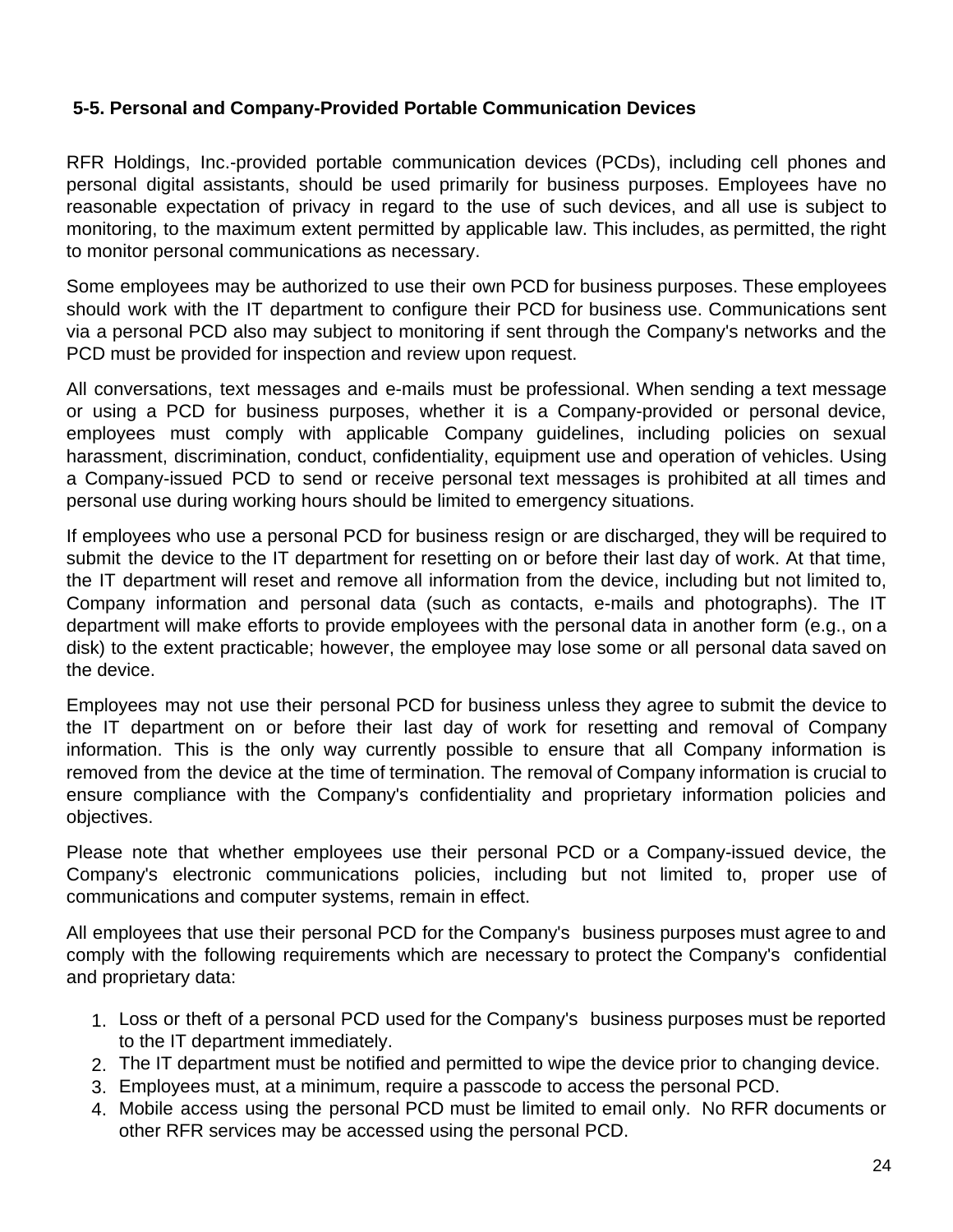### 5-5. Personal and Company-Provided Portable Communication Devices

RFR Holdings, Inc.-provided portable communication devices (PCDs), including cell phones and personal digital assistants, should be used primarily for business purposes. Employees have no reasonable expectation of privacy in regard to the use of such devices, and all use is subject to monitoring, to the maximum extent permitted by applicable law. This includes, as permitted, the right to monitor personal communications as necessary.

Some employees may be authorized to use their own PCD for business purposes. These employees should work with the IT department to configure their PCD for business use. Communications sent via a personal PCD also may subject to monitoring if sent through the Company's networks and the PCD must be provided for inspection and review upon request.

All conversations, text messages and e-mails must be professional. When sending a text message or using a PCD for business purposes, whether it is a Company-provided or personal device, employees must comply with applicable Company guidelines, including policies on sexual harassment, discrimination, conduct, confidentiality, equipment use and operation of vehicles. Using a Company-issued PCD to send or receive personal text messages is prohibited at all times and personal use during working hours should be limited to emergency situations.

If employees who use a personal PCD for business resign or are discharged, they will be required to submit the device to the IT department for resetting on or before their last day of work. At that time, the IT department will reset and remove all information from the device, including but not limited to, Company information and personal data (such as contacts, e-mails and photographs). The IT department will make efforts to provide employees with the personal data in another form (e.g., on a disk) to the extent practicable; however, the employee may lose some or all personal data saved on the device.

Employees may not use their personal PCD for business unless they agree to submit the device to the IT department on or before their last day of work for resetting and removal of Company information. This is the only way currently possible to ensure that all Company information is removed from the device at the time of termination. The removal of Company information is crucial to ensure compliance with the Company's confidentiality and proprietary information policies and objectives.

Please note that whether employees use their personal PCD or a Company-issued device, the Company's electronic communications policies, including but not limited to, proper use of communications and computer systems, remain in effect.

All employees that use their personal PCD for the Company's business purposes must agree to and comply with the following requirements which are necessary to protect the Company's confidential and proprietary data:

1. Loss or theft of a personal PCD used for the Company's business purposes must be reported to the IT department immediately.
2. The IT department must be notified and permitted to wipe the device prior to changing device.
3. Employees must, at a minimum, require a passcode to access the personal PCD.
4. Mobile access using the personal PCD must be limited to email only. No RFR documents or other RFR services may be accessed using the personal PCD.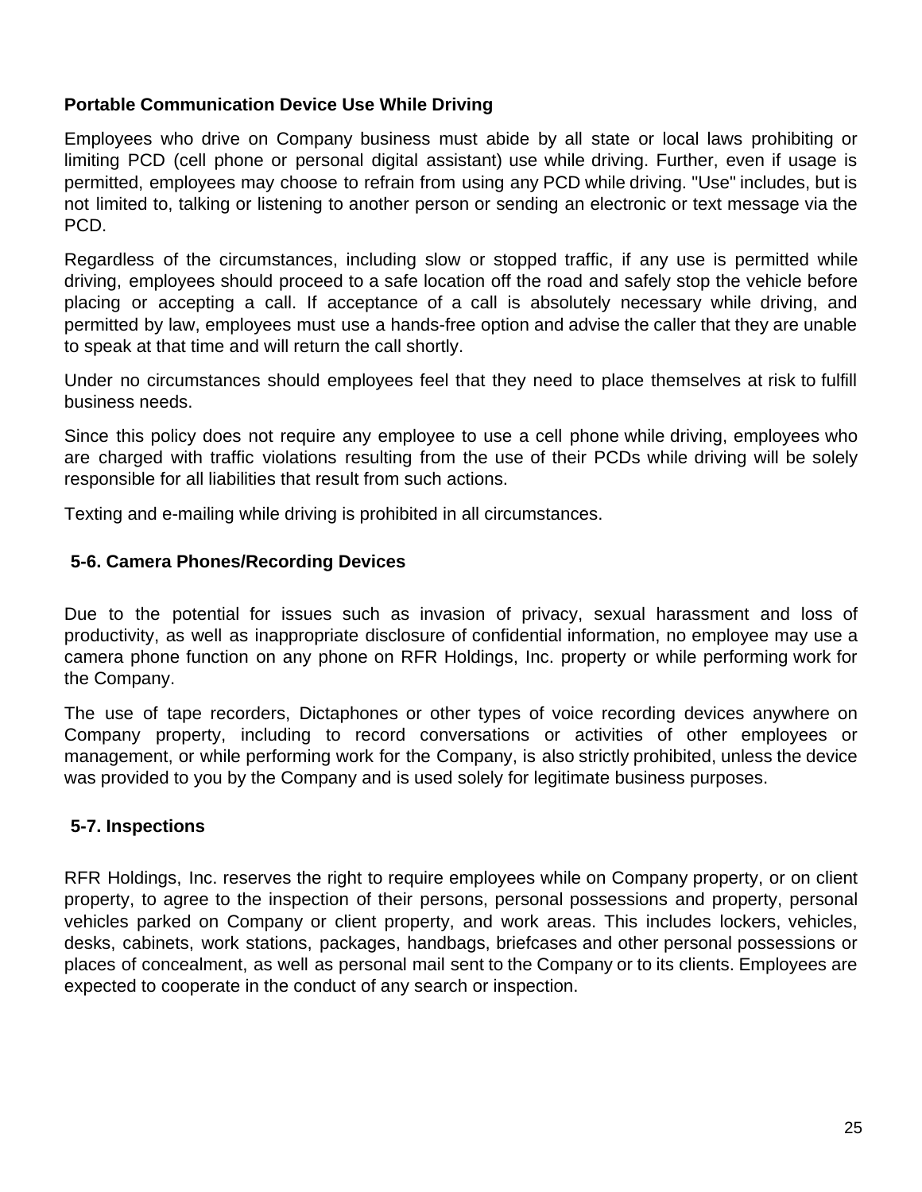**Portable Communication Device Use While Driving**

Employees who drive on Company business must abide by all state or local laws prohibiting or limiting PCD (cell phone or personal digital assistant) use while driving. Further, even if usage is permitted, employees may choose to refrain from using any PCD while driving. "Use" includes, but is not limited to, talking or listening to another person or sending an electronic or text message via the PCD.

Regardless of the circumstances, including slow or stopped traffic, if any use is permitted while driving, employees should proceed to a safe location off the road and safely stop the vehicle before placing or accepting a call. If acceptance of a call is absolutely necessary while driving, and permitted by law, employees must use a hands-free option and advise the caller that they are unable to speak at that time and will return the call shortly.

Under no circumstances should employees feel that they need to place themselves at risk to fulfill business needs.

Since this policy does not require any employee to use a cell phone while driving, employees who are charged with traffic violations resulting from the use of their PCDs while driving will be solely responsible for all liabilities that result from such actions.

Texting and e-mailing while driving is prohibited in all circumstances.

## 5-6. Camera Phones/Recording Devices

Due to the potential for issues such as invasion of privacy, sexual harassment and loss of productivity, as well as inappropriate disclosure of confidential information, no employee may use a camera phone function on any phone on RFR Holdings, Inc. property or while performing work for the Company.

The use of tape recorders, Dictaphones or other types of voice recording devices anywhere on Company property, including to record conversations or activities of other employees or management, or while performing work for the Company, is also strictly prohibited, unless the device was provided to you by the Company and is used solely for legitimate business purposes.

## 5-7. Inspections

RFR Holdings, Inc. reserves the right to require employees while on Company property, or on client property, to agree to the inspection of their persons, personal possessions and property, personal vehicles parked on Company or client property, and work areas. This includes lockers, vehicles, desks, cabinets, work stations, packages, handbags, briefcases and other personal possessions or places of concealment, as well as personal mail sent to the Company or to its clients. Employees are expected to cooperate in the conduct of any search or inspection.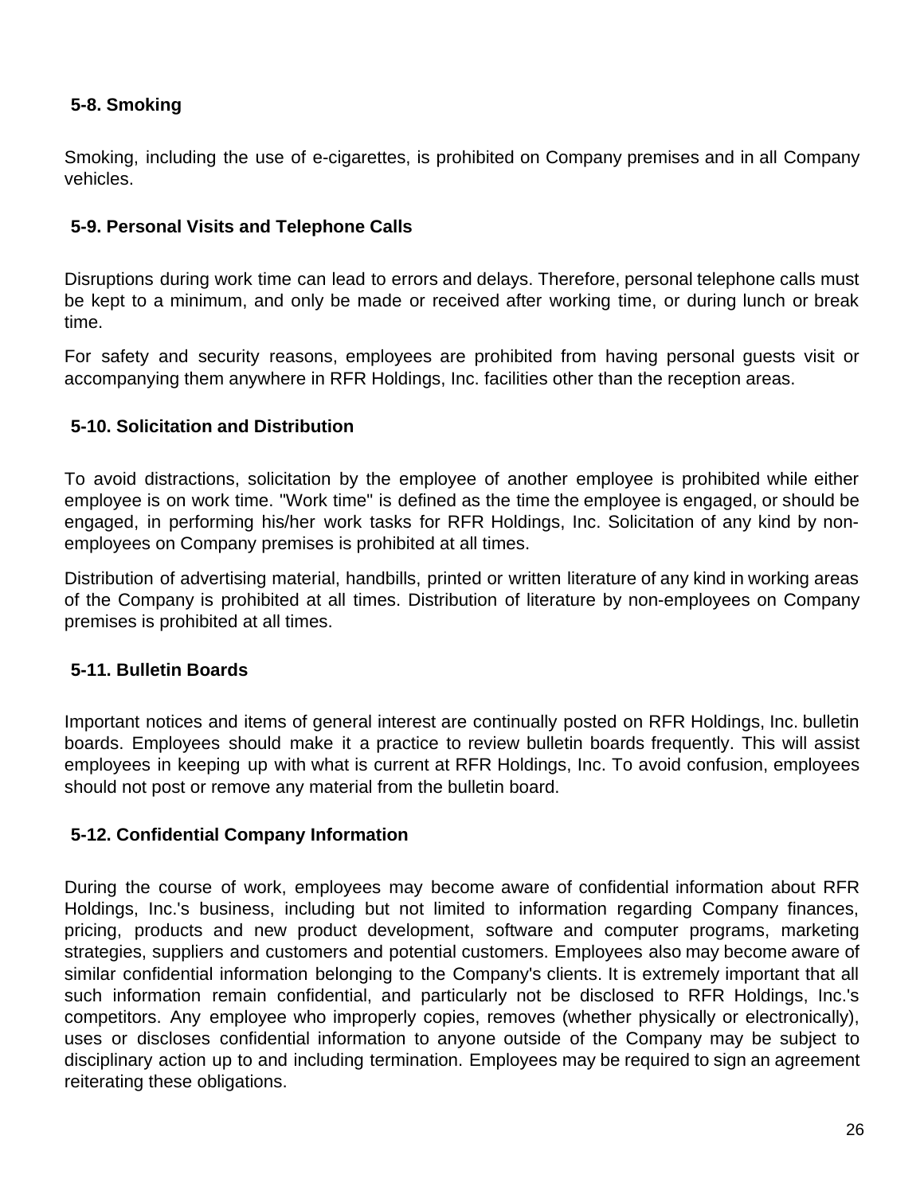### 5-8. Smoking

Smoking, including the use of e-cigarettes, is prohibited on Company premises and in all Company vehicles.

### 5-9. Personal Visits and Telephone Calls

Disruptions during work time can lead to errors and delays. Therefore, personal telephone calls must be kept to a minimum, and only be made or received after working time, or during lunch or break time.

For safety and security reasons, employees are prohibited from having personal guests visit or accompanying them anywhere in RFR Holdings, Inc. facilities other than the reception areas.

### 5-10. Solicitation and Distribution

To avoid distractions, solicitation by the employee of another employee is prohibited while either employee is on work time. "Work time" is defined as the time the employee is engaged, or should be engaged, in performing his/her work tasks for RFR Holdings, Inc. Solicitation of any kind by non-employees on Company premises is prohibited at all times.

Distribution of advertising material, handbills, printed or written literature of any kind in working areas of the Company is prohibited at all times. Distribution of literature by non-employees on Company premises is prohibited at all times.

### 5-11. Bulletin Boards

Important notices and items of general interest are continually posted on RFR Holdings, Inc. bulletin boards. Employees should make it a practice to review bulletin boards frequently. This will assist employees in keeping up with what is current at RFR Holdings, Inc. To avoid confusion, employees should not post or remove any material from the bulletin board.

### 5-12. Confidential Company Information

During the course of work, employees may become aware of confidential information about RFR Holdings, Inc.'s business, including but not limited to information regarding Company finances, pricing, products and new product development, software and computer programs, marketing strategies, suppliers and customers and potential customers. Employees also may become aware of similar confidential information belonging to the Company's clients. It is extremely important that all such information remain confidential, and particularly not be disclosed to RFR Holdings, Inc.'s competitors. Any employee who improperly copies, removes (whether physically or electronically), uses or discloses confidential information to anyone outside of the Company may be subject to disciplinary action up to and including termination. Employees may be required to sign an agreement reiterating these obligations.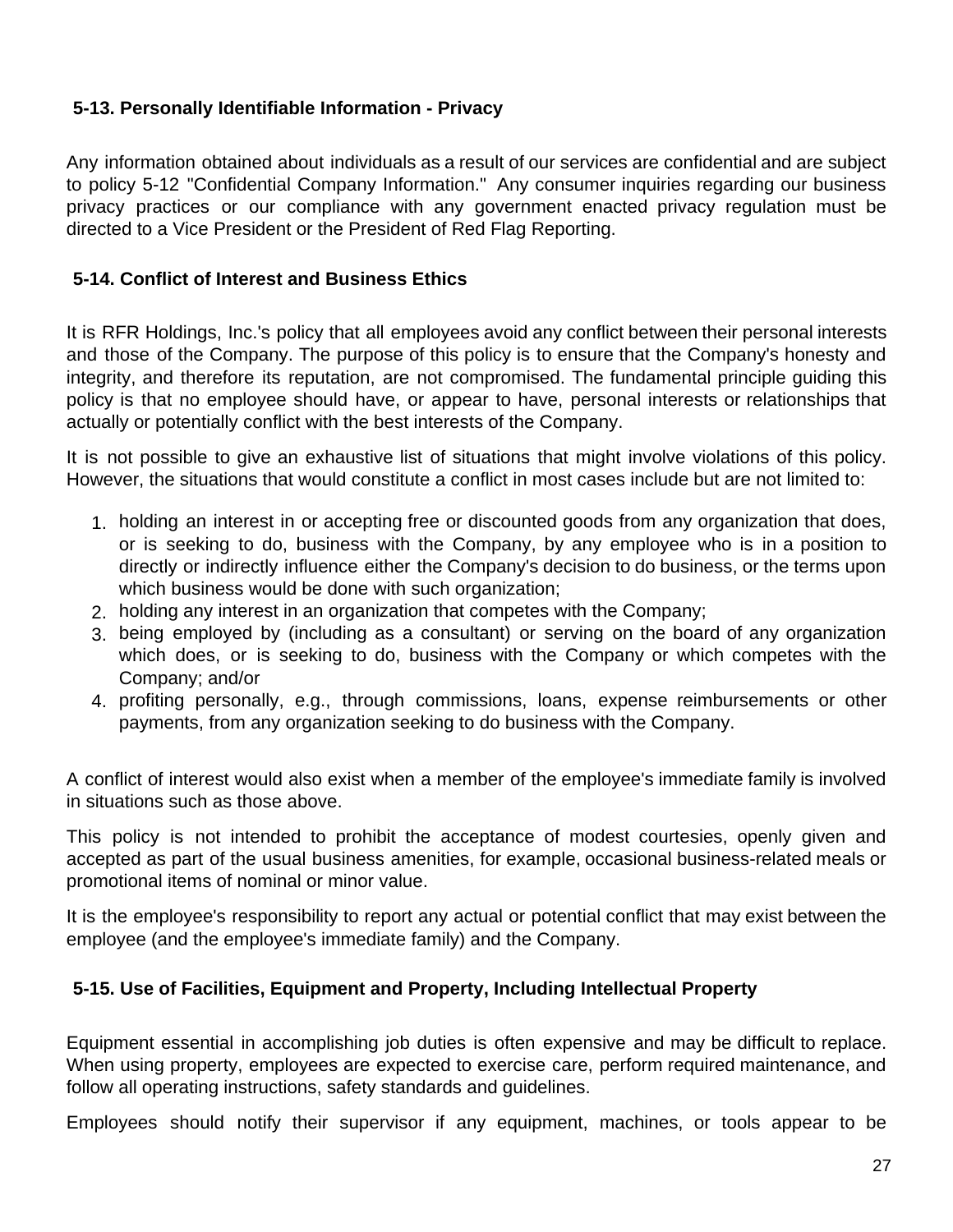### 5-13. Personally Identifiable Information - Privacy

Any information obtained about individuals as a result of our services are confidential and are subject to policy 5-12 "Confidential Company Information." Any consumer inquiries regarding our business privacy practices or our compliance with any government enacted privacy regulation must be directed to a Vice President or the President of Red Flag Reporting.

### 5-14. Conflict of Interest and Business Ethics

It is RFR Holdings, Inc.'s policy that all employees avoid any conflict between their personal interests and those of the Company. The purpose of this policy is to ensure that the Company's honesty and integrity, and therefore its reputation, are not compromised. The fundamental principle guiding this policy is that no employee should have, or appear to have, personal interests or relationships that actually or potentially conflict with the best interests of the Company.

It is not possible to give an exhaustive list of situations that might involve violations of this policy. However, the situations that would constitute a conflict in most cases include but are not limited to:

1. holding an interest in or accepting free or discounted goods from any organization that does, or is seeking to do, business with the Company, by any employee who is in a position to directly or indirectly influence either the Company's decision to do business, or the terms upon which business would be done with such organization;
2. holding any interest in an organization that competes with the Company;
3. being employed by (including as a consultant) or serving on the board of any organization which does, or is seeking to do, business with the Company or which competes with the Company; and/or
4. profiting personally, e.g., through commissions, loans, expense reimbursements or other payments, from any organization seeking to do business with the Company.

A conflict of interest would also exist when a member of the employee's immediate family is involved in situations such as those above.

This policy is not intended to prohibit the acceptance of modest courtesies, openly given and accepted as part of the usual business amenities, for example, occasional business-related meals or promotional items of nominal or minor value.

It is the employee's responsibility to report any actual or potential conflict that may exist between the employee (and the employee's immediate family) and the Company.

### 5-15. Use of Facilities, Equipment and Property, Including Intellectual Property

Equipment essential in accomplishing job duties is often expensive and may be difficult to replace. When using property, employees are expected to exercise care, perform required maintenance, and follow all operating instructions, safety standards and guidelines.

Employees should notify their supervisor if any equipment, machines, or tools appear to be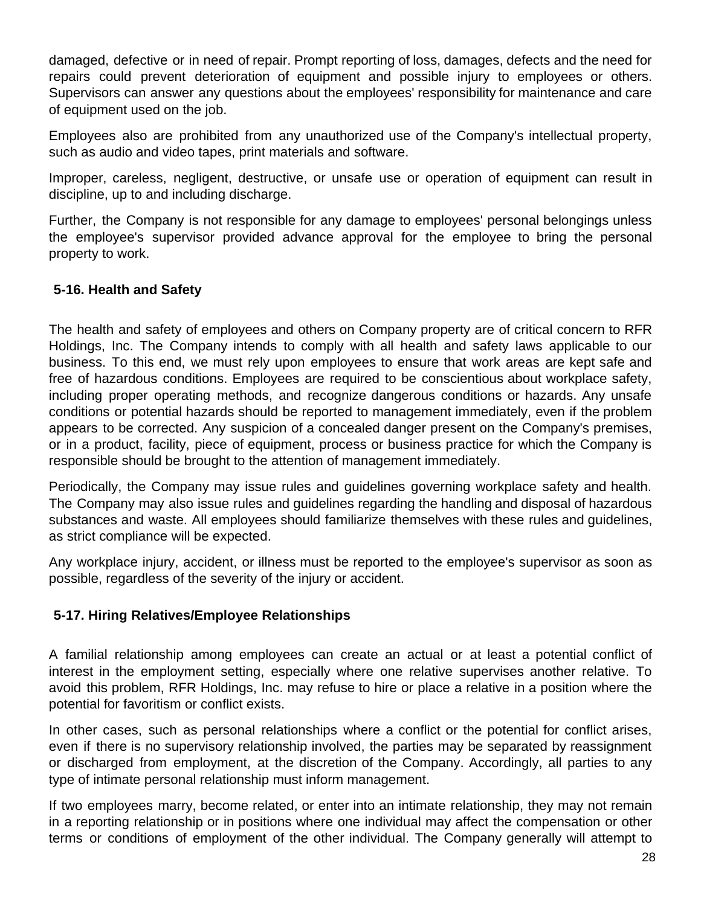damaged, defective or in need of repair. Prompt reporting of loss, damages, defects and the need for repairs could prevent deterioration of equipment and possible injury to employees or others. Supervisors can answer any questions about the employees' responsibility for maintenance and care of equipment used on the job.

Employees also are prohibited from any unauthorized use of the Company's intellectual property, such as audio and video tapes, print materials and software.

Improper, careless, negligent, destructive, or unsafe use or operation of equipment can result in discipline, up to and including discharge.

Further, the Company is not responsible for any damage to employees' personal belongings unless the employee's supervisor provided advance approval for the employee to bring the personal property to work.

## 5-16. Health and Safety

The health and safety of employees and others on Company property are of critical concern to RFR Holdings, Inc. The Company intends to comply with all health and safety laws applicable to our business. To this end, we must rely upon employees to ensure that work areas are kept safe and free of hazardous conditions. Employees are required to be conscientious about workplace safety, including proper operating methods, and recognize dangerous conditions or hazards. Any unsafe conditions or potential hazards should be reported to management immediately, even if the problem appears to be corrected. Any suspicion of a concealed danger present on the Company's premises, or in a product, facility, piece of equipment, process or business practice for which the Company is responsible should be brought to the attention of management immediately.

Periodically, the Company may issue rules and guidelines governing workplace safety and health. The Company may also issue rules and guidelines regarding the handling and disposal of hazardous substances and waste. All employees should familiarize themselves with these rules and guidelines, as strict compliance will be expected.

Any workplace injury, accident, or illness must be reported to the employee's supervisor as soon as possible, regardless of the severity of the injury or accident.

## 5-17. Hiring Relatives/Employee Relationships

A familial relationship among employees can create an actual or at least a potential conflict of interest in the employment setting, especially where one relative supervises another relative. To avoid this problem, RFR Holdings, Inc. may refuse to hire or place a relative in a position where the potential for favoritism or conflict exists.

In other cases, such as personal relationships where a conflict or the potential for conflict arises, even if there is no supervisory relationship involved, the parties may be separated by reassignment or discharged from employment, at the discretion of the Company. Accordingly, all parties to any type of intimate personal relationship must inform management.

If two employees marry, become related, or enter into an intimate relationship, they may not remain in a reporting relationship or in positions where one individual may affect the compensation or other terms or conditions of employment of the other individual. The Company generally will attempt to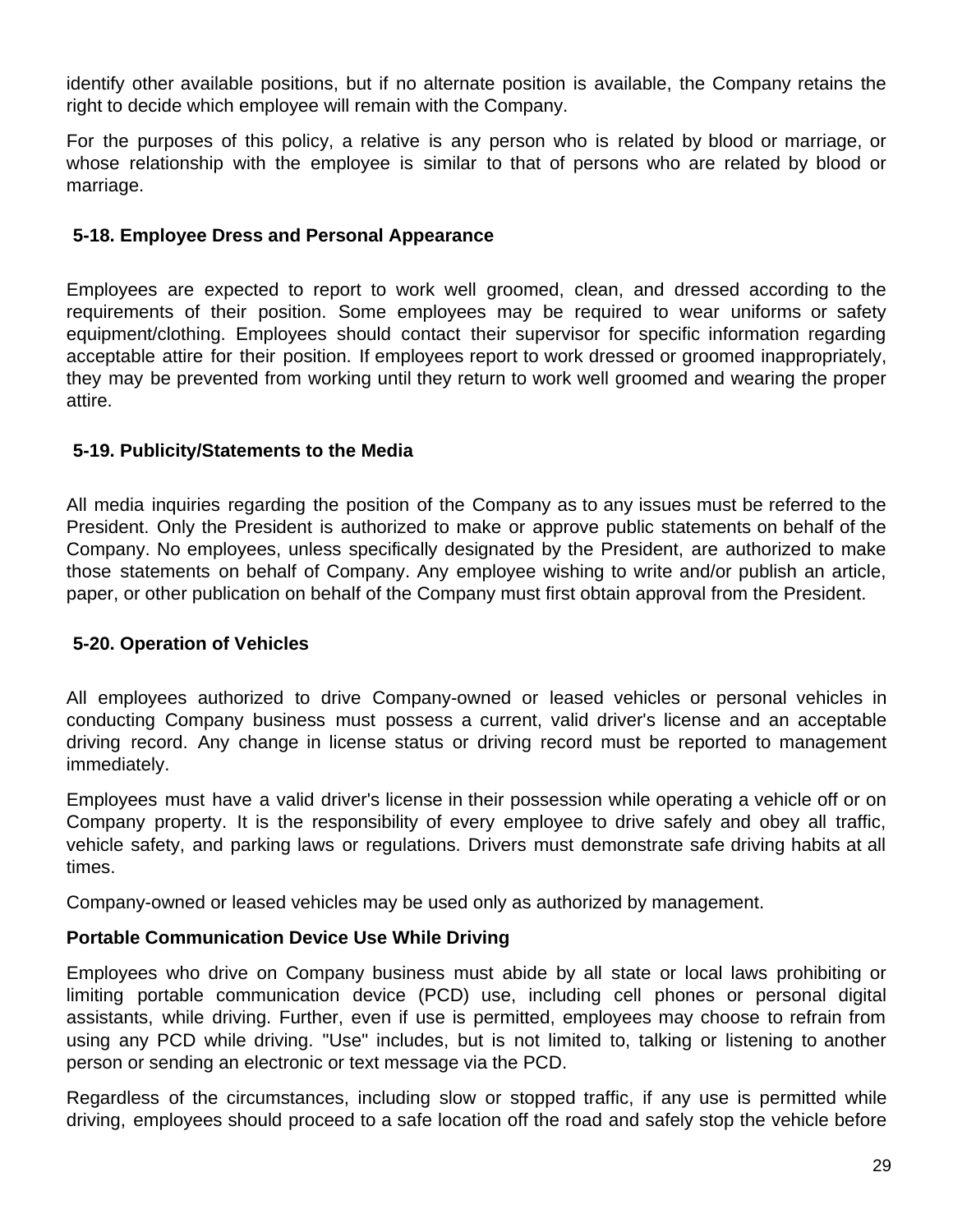identify other available positions, but if no alternate position is available, the Company retains the right to decide which employee will remain with the Company.

For the purposes of this policy, a relative is any person who is related by blood or marriage, or whose relationship with the employee is similar to that of persons who are related by blood or marriage.

### 5-18. Employee Dress and Personal Appearance

Employees are expected to report to work well groomed, clean, and dressed according to the requirements of their position. Some employees may be required to wear uniforms or safety equipment/clothing. Employees should contact their supervisor for specific information regarding acceptable attire for their position. If employees report to work dressed or groomed inappropriately, they may be prevented from working until they return to work well groomed and wearing the proper attire.

### 5-19. Publicity/Statements to the Media

All media inquiries regarding the position of the Company as to any issues must be referred to the President. Only the President is authorized to make or approve public statements on behalf of the Company. No employees, unless specifically designated by the President, are authorized to make those statements on behalf of Company. Any employee wishing to write and/or publish an article, paper, or other publication on behalf of the Company must first obtain approval from the President.

### 5-20. Operation of Vehicles

All employees authorized to drive Company-owned or leased vehicles or personal vehicles in conducting Company business must possess a current, valid driver's license and an acceptable driving record. Any change in license status or driving record must be reported to management immediately.

Employees must have a valid driver's license in their possession while operating a vehicle off or on Company property. It is the responsibility of every employee to drive safely and obey all traffic, vehicle safety, and parking laws or regulations. Drivers must demonstrate safe driving habits at all times.

Company-owned or leased vehicles may be used only as authorized by management.

**Portable Communication Device Use While Driving**

Employees who drive on Company business must abide by all state or local laws prohibiting or limiting portable communication device (PCD) use, including cell phones or personal digital assistants, while driving. Further, even if use is permitted, employees may choose to refrain from using any PCD while driving. "Use" includes, but is not limited to, talking or listening to another person or sending an electronic or text message via the PCD.

Regardless of the circumstances, including slow or stopped traffic, if any use is permitted while driving, employees should proceed to a safe location off the road and safely stop the vehicle before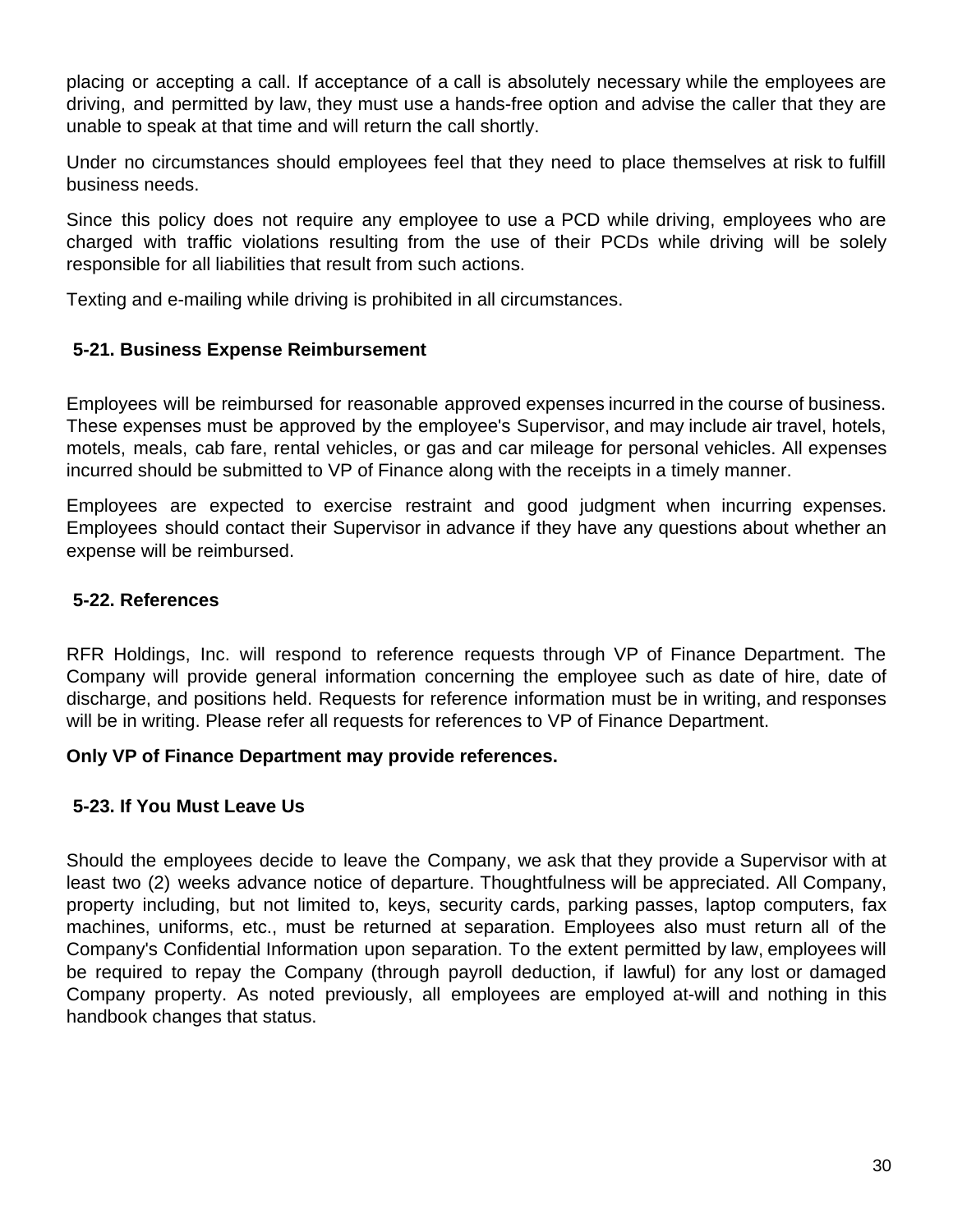placing or accepting a call. If acceptance of a call is absolutely necessary while the employees are driving, and permitted by law, they must use a hands-free option and advise the caller that they are unable to speak at that time and will return the call shortly.

Under no circumstances should employees feel that they need to place themselves at risk to fulfill business needs.

Since this policy does not require any employee to use a PCD while driving, employees who are charged with traffic violations resulting from the use of their PCDs while driving will be solely responsible for all liabilities that result from such actions.

Texting and e-mailing while driving is prohibited in all circumstances.

### 5-21. Business Expense Reimbursement

Employees will be reimbursed for reasonable approved expenses incurred in the course of business. These expenses must be approved by the employee's Supervisor, and may include air travel, hotels, motels, meals, cab fare, rental vehicles, or gas and car mileage for personal vehicles. All expenses incurred should be submitted to VP of Finance along with the receipts in a timely manner.

Employees are expected to exercise restraint and good judgment when incurring expenses. Employees should contact their Supervisor in advance if they have any questions about whether an expense will be reimbursed.

### 5-22. References

RFR Holdings, Inc. will respond to reference requests through VP of Finance Department. The Company will provide general information concerning the employee such as date of hire, date of discharge, and positions held. Requests for reference information must be in writing, and responses will be in writing. Please refer all requests for references to VP of Finance Department.

**Only VP of Finance Department may provide references.**

### 5-23. If You Must Leave Us

Should the employees decide to leave the Company, we ask that they provide a Supervisor with at least two (2) weeks advance notice of departure. Thoughtfulness will be appreciated. All Company, property including, but not limited to, keys, security cards, parking passes, laptop computers, fax machines, uniforms, etc., must be returned at separation. Employees also must return all of the Company's Confidential Information upon separation. To the extent permitted by law, employees will be required to repay the Company (through payroll deduction, if lawful) for any lost or damaged Company property. As noted previously, all employees are employed at-will and nothing in this handbook changes that status.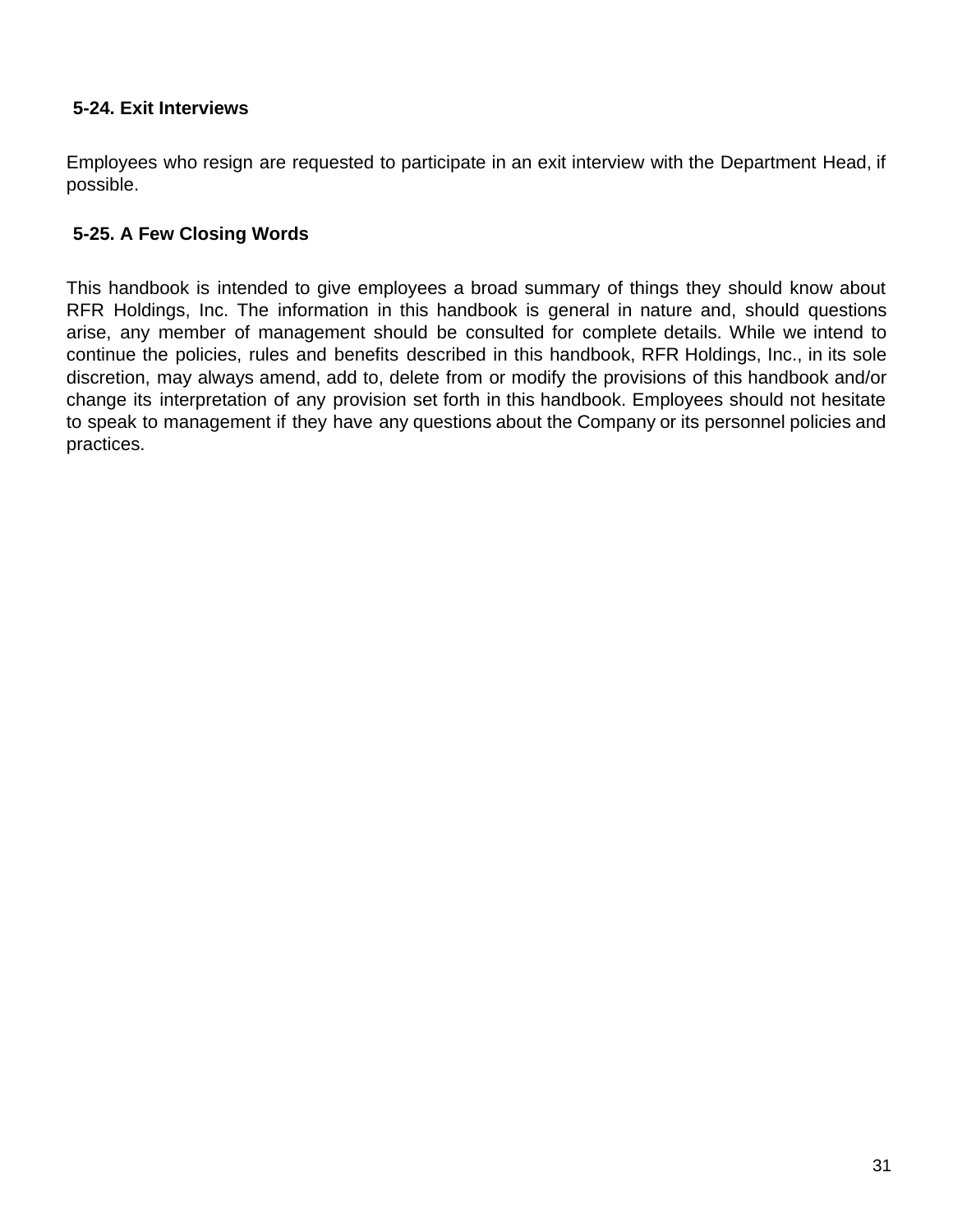### 5-24. Exit Interviews

Employees who resign are requested to participate in an exit interview with the Department Head, if possible.

### 5-25. A Few Closing Words

This handbook is intended to give employees a broad summary of things they should know about RFR Holdings, Inc. The information in this handbook is general in nature and, should questions arise, any member of management should be consulted for complete details. While we intend to continue the policies, rules and benefits described in this handbook, RFR Holdings, Inc., in its sole discretion, may always amend, add to, delete from or modify the provisions of this handbook and/or change its interpretation of any provision set forth in this handbook. Employees should not hesitate to speak to management if they have any questions about the Company or its personnel policies and practices.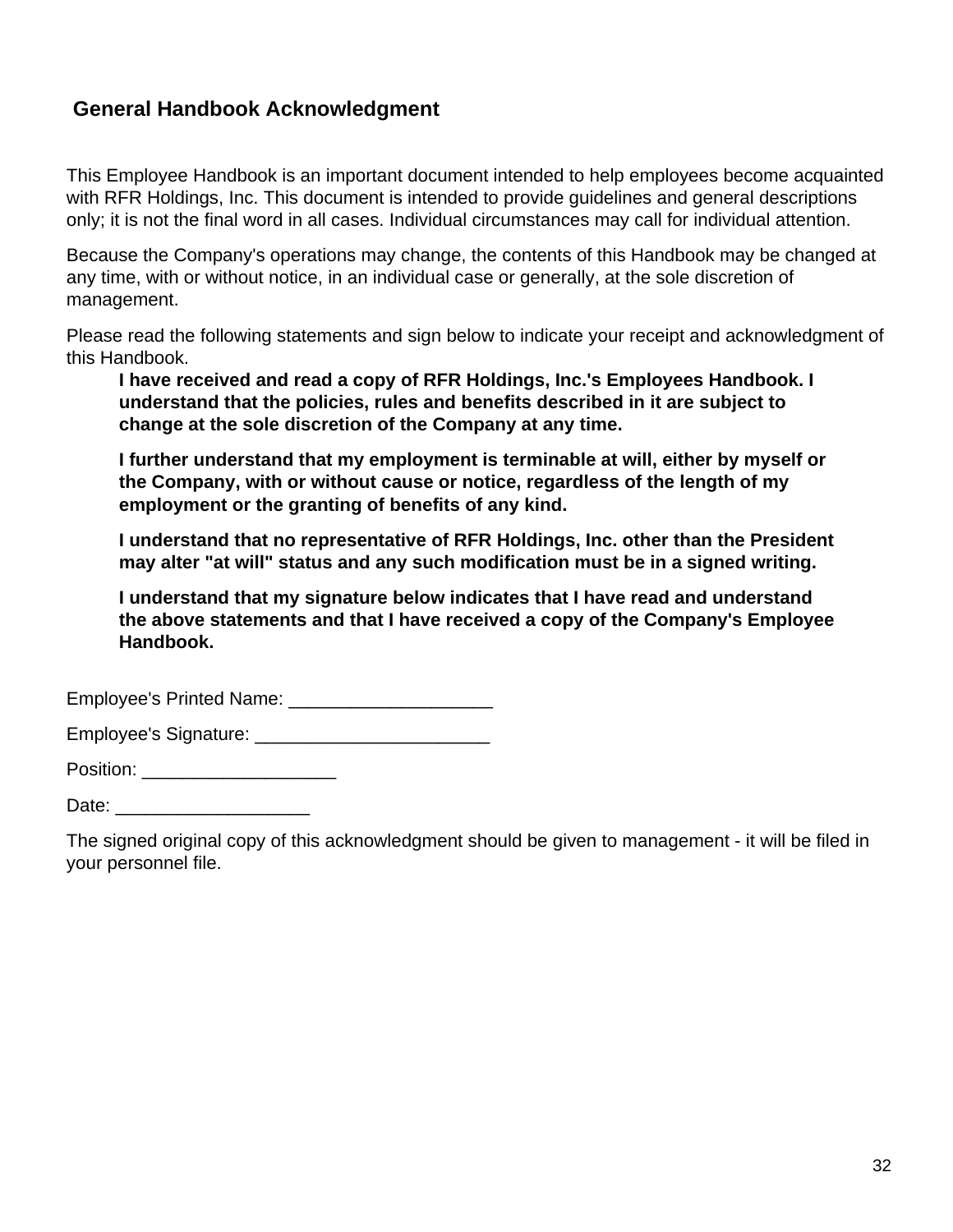## General Handbook Acknowledgment

This Employee Handbook is an important document intended to help employees become acquainted with RFR Holdings, Inc. This document is intended to provide guidelines and general descriptions only; it is not the final word in all cases. Individual circumstances may call for individual attention.

Because the Company's operations may change, the contents of this Handbook may be changed at any time, with or without notice, in an individual case or generally, at the sole discretion of management.

Please read the following statements and sign below to indicate your receipt and acknowledgment of this Handbook.

> **I have received and read a copy of RFR Holdings, Inc.'s Employees Handbook. I understand that the policies, rules and benefits described in it are subject to change at the sole discretion of the Company at any time.**
>
> **I further understand that my employment is terminable at will, either by myself or the Company, with or without cause or notice, regardless of the length of my employment or the granting of benefits of any kind.**
>
> **I understand that no representative of RFR Holdings, Inc. other than the President may alter "at will" status and any such modification must be in a signed writing.**
>
> **I understand that my signature below indicates that I have read and understand the above statements and that I have received a copy of the Company's Employee Handbook.**

Employee's Printed Name: ____________________

Employee's Signature: _______________________

Position: ___________________

Date: ___________________

The signed original copy of this acknowledgment should be given to management - it will be filed in your personnel file.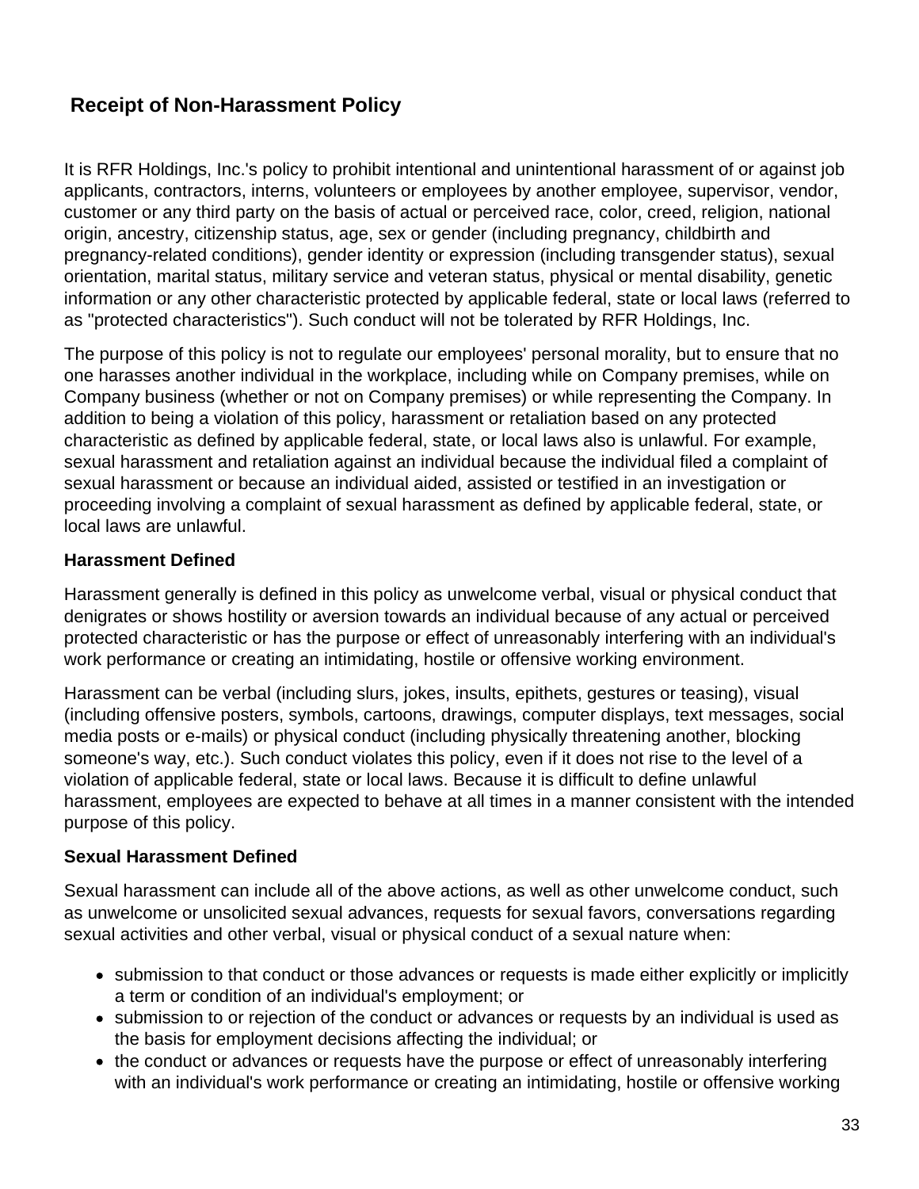## Receipt of Non-Harassment Policy

It is RFR Holdings, Inc.'s policy to prohibit intentional and unintentional harassment of or against job applicants, contractors, interns, volunteers or employees by another employee, supervisor, vendor, customer or any third party on the basis of actual or perceived race, color, creed, religion, national origin, ancestry, citizenship status, age, sex or gender (including pregnancy, childbirth and pregnancy-related conditions), gender identity or expression (including transgender status), sexual orientation, marital status, military service and veteran status, physical or mental disability, genetic information or any other characteristic protected by applicable federal, state or local laws (referred to as "protected characteristics"). Such conduct will not be tolerated by RFR Holdings, Inc.

The purpose of this policy is not to regulate our employees' personal morality, but to ensure that no one harasses another individual in the workplace, including while on Company premises, while on Company business (whether or not on Company premises) or while representing the Company. In addition to being a violation of this policy, harassment or retaliation based on any protected characteristic as defined by applicable federal, state, or local laws also is unlawful. For example, sexual harassment and retaliation against an individual because the individual filed a complaint of sexual harassment or because an individual aided, assisted or testified in an investigation or proceeding involving a complaint of sexual harassment as defined by applicable federal, state, or local laws are unlawful.

**Harassment Defined**

Harassment generally is defined in this policy as unwelcome verbal, visual or physical conduct that denigrates or shows hostility or aversion towards an individual because of any actual or perceived protected characteristic or has the purpose or effect of unreasonably interfering with an individual's work performance or creating an intimidating, hostile or offensive working environment.

Harassment can be verbal (including slurs, jokes, insults, epithets, gestures or teasing), visual (including offensive posters, symbols, cartoons, drawings, computer displays, text messages, social media posts or e-mails) or physical conduct (including physically threatening another, blocking someone's way, etc.). Such conduct violates this policy, even if it does not rise to the level of a violation of applicable federal, state or local laws. Because it is difficult to define unlawful harassment, employees are expected to behave at all times in a manner consistent with the intended purpose of this policy.

**Sexual Harassment Defined**

Sexual harassment can include all of the above actions, as well as other unwelcome conduct, such as unwelcome or unsolicited sexual advances, requests for sexual favors, conversations regarding sexual activities and other verbal, visual or physical conduct of a sexual nature when:

- submission to that conduct or those advances or requests is made either explicitly or implicitly a term or condition of an individual's employment; or
- submission to or rejection of the conduct or advances or requests by an individual is used as the basis for employment decisions affecting the individual; or
- the conduct or advances or requests have the purpose or effect of unreasonably interfering with an individual's work performance or creating an intimidating, hostile or offensive working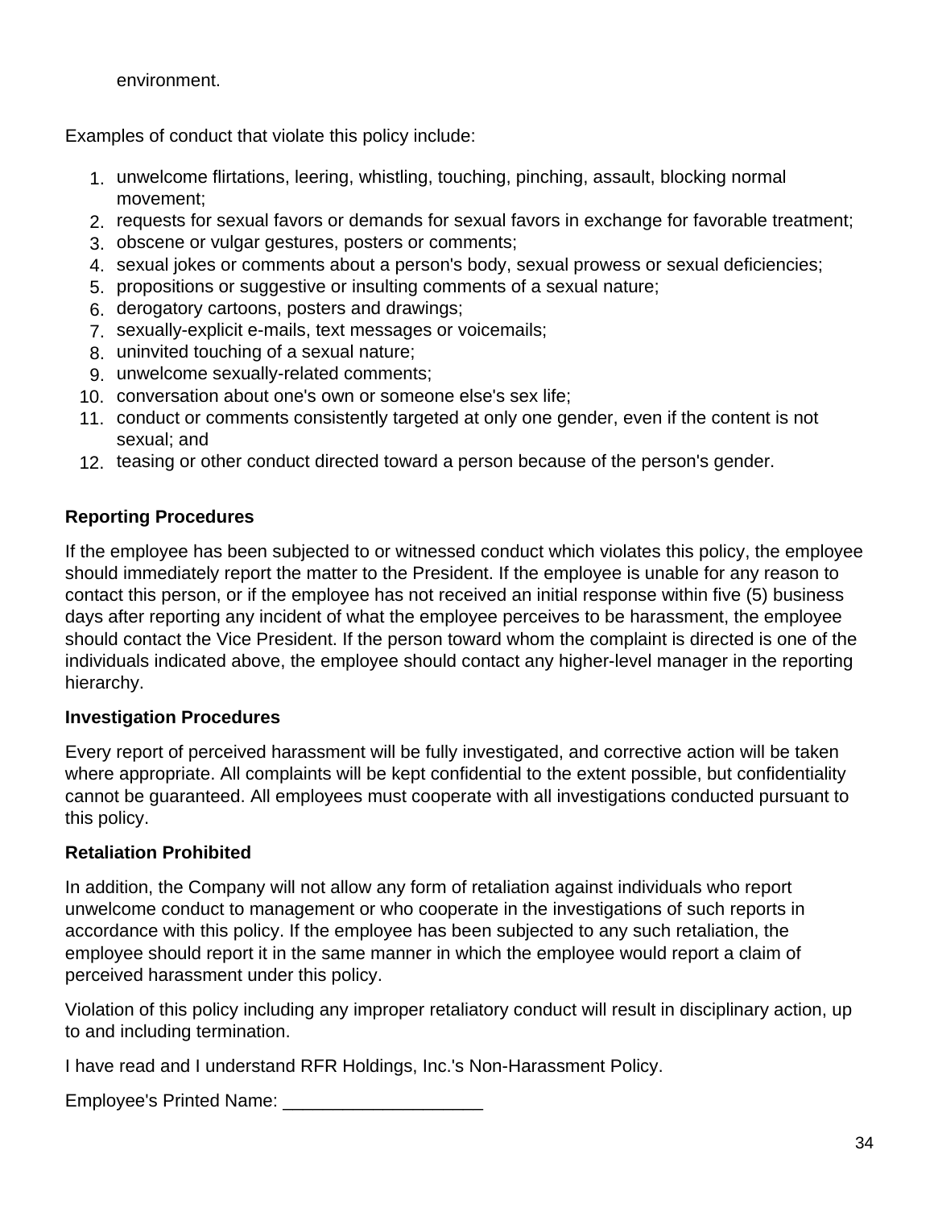environment.

Examples of conduct that violate this policy include:

1. unwelcome flirtations, leering, whistling, touching, pinching, assault, blocking normal movement;
2. requests for sexual favors or demands for sexual favors in exchange for favorable treatment;
3. obscene or vulgar gestures, posters or comments;
4. sexual jokes or comments about a person's body, sexual prowess or sexual deficiencies;
5. propositions or suggestive or insulting comments of a sexual nature;
6. derogatory cartoons, posters and drawings;
7. sexually-explicit e-mails, text messages or voicemails;
8. uninvited touching of a sexual nature;
9. unwelcome sexually-related comments;
10. conversation about one's own or someone else's sex life;
11. conduct or comments consistently targeted at only one gender, even if the content is not sexual; and
12. teasing or other conduct directed toward a person because of the person's gender.

**Reporting Procedures**

If the employee has been subjected to or witnessed conduct which violates this policy, the employee should immediately report the matter to the President. If the employee is unable for any reason to contact this person, or if the employee has not received an initial response within five (5) business days after reporting any incident of what the employee perceives to be harassment, the employee should contact the Vice President. If the person toward whom the complaint is directed is one of the individuals indicated above, the employee should contact any higher-level manager in the reporting hierarchy.

**Investigation Procedures**

Every report of perceived harassment will be fully investigated, and corrective action will be taken where appropriate. All complaints will be kept confidential to the extent possible, but confidentiality cannot be guaranteed. All employees must cooperate with all investigations conducted pursuant to this policy.

**Retaliation Prohibited**

In addition, the Company will not allow any form of retaliation against individuals who report unwelcome conduct to management or who cooperate in the investigations of such reports in accordance with this policy. If the employee has been subjected to any such retaliation, the employee should report it in the same manner in which the employee would report a claim of perceived harassment under this policy.

Violation of this policy including any improper retaliatory conduct will result in disciplinary action, up to and including termination.

I have read and I understand RFR Holdings, Inc.'s Non-Harassment Policy.

Employee's Printed Name: ____________________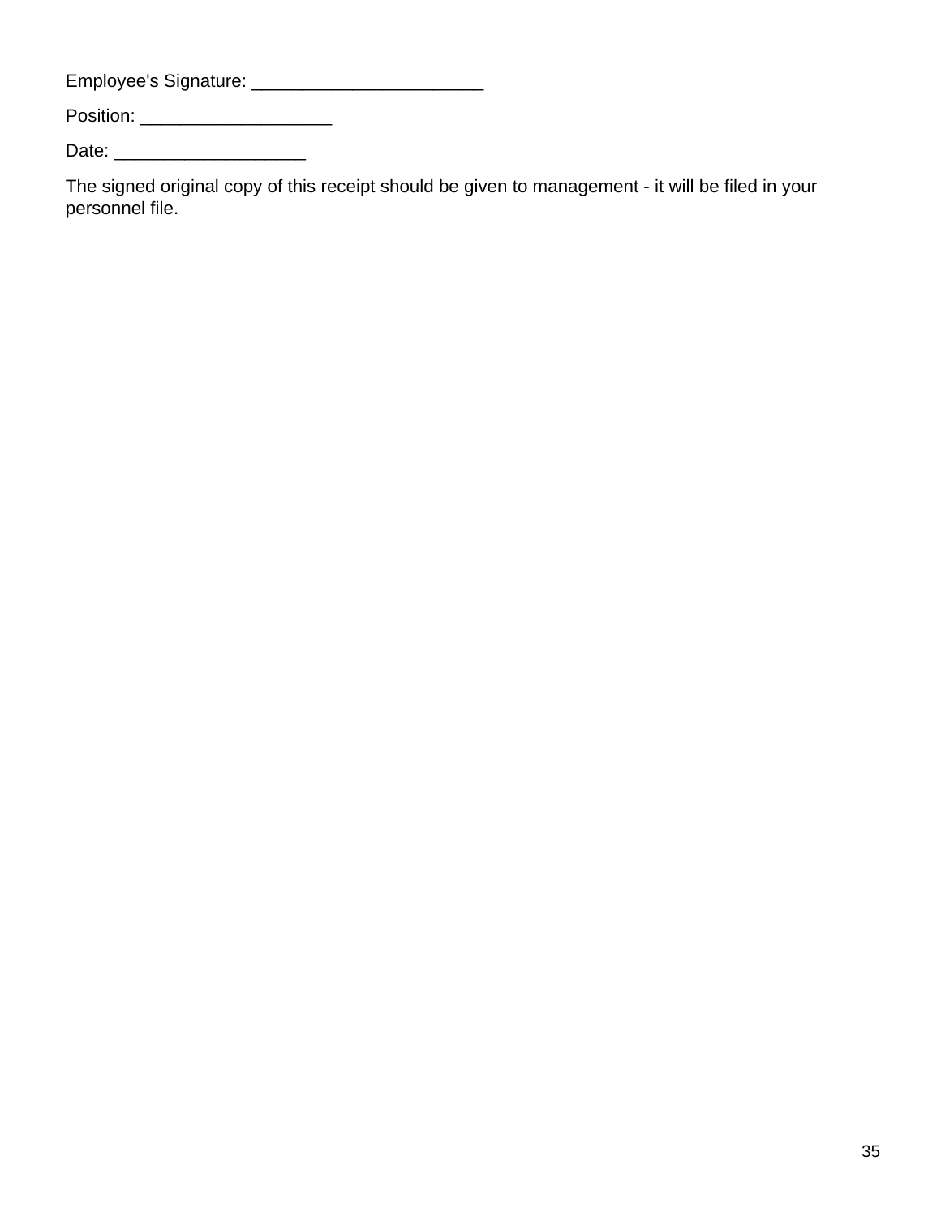Employee's Signature: _______________________

Position: ___________________

Date: ___________________

The signed original copy of this receipt should be given to management - it will be filed in your personnel file.